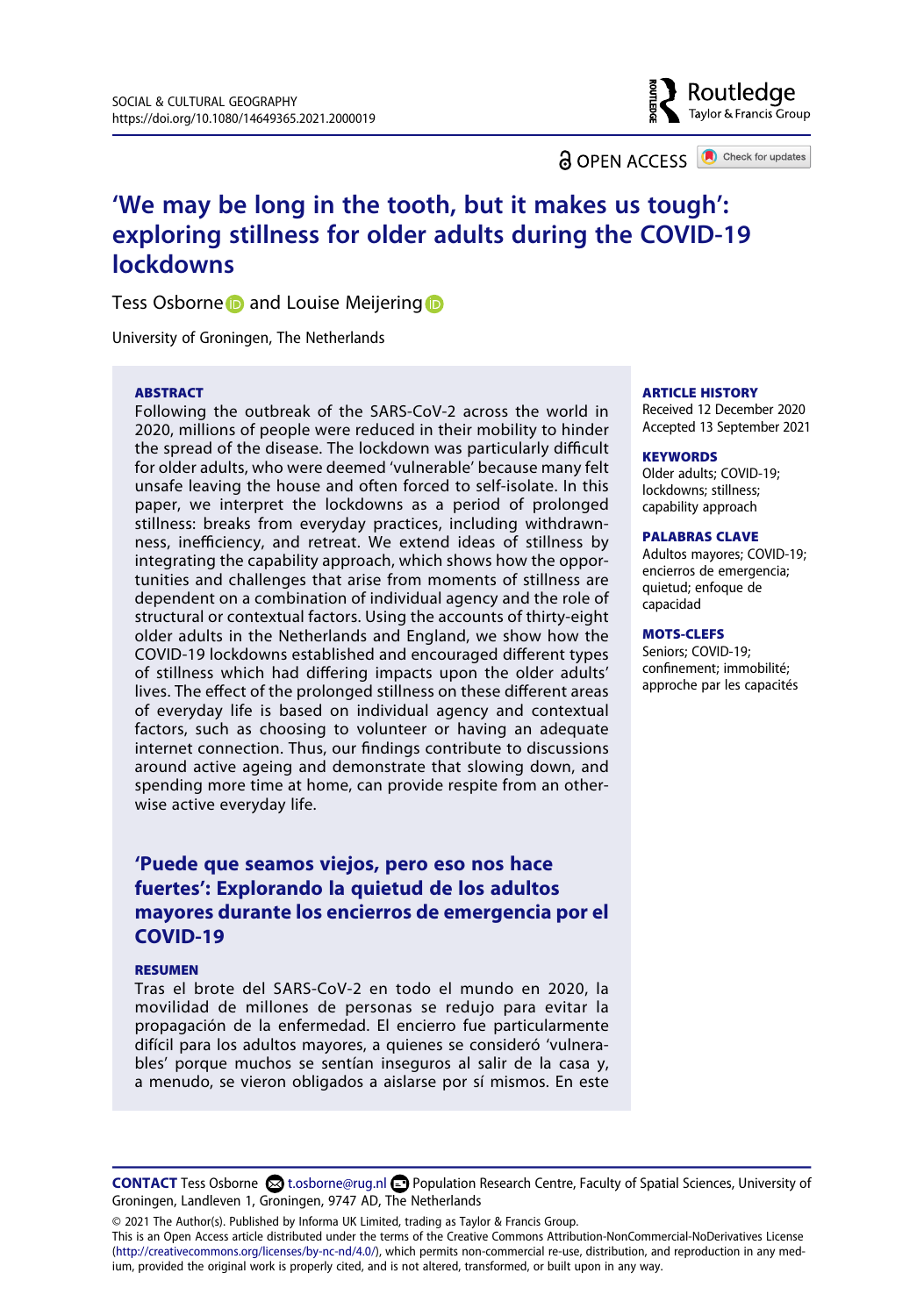OPEN ACCESS

# 'We may be long in the tooth, but it makes us tough': exploring stillness for older adults during the COVID-19 lockdowns

Tess Osborne and Louise Meijering

University of Groningen, The Netherlands

### ABSTRACT

Following the outbreak of the SARS-CoV-2 across the world in 2020, millions of people were reduced in their mobility to hinder the spread of the disease. The lockdown was particularly difficult for older adults, who were deemed 'vulnerable' because many felt unsafe leaving the house and often forced to self-isolate. In this paper, we interpret the lockdowns as a period of prolonged stillness: breaks from everyday practices, including withdrawnness, inefficiency, and retreat. We extend ideas of stillness by integrating the capability approach, which shows how the opportunities and challenges that arise from moments of stillness are dependent on a combination of individual agency and the role of structural or contextual factors. Using the accounts of thirty-eight older adults in the Netherlands and England, we show how the COVID-19 lockdowns established and encouraged different types of stillness which had differing impacts upon the older adults' lives. The effect of the prolonged stillness on these different areas of everyday life is based on individual agency and contextual factors, such as choosing to volunteer or having an adequate internet connection. Thus, our findings contribute to discussions around active ageing and demonstrate that slowing down, and spending more time at home, can provide respite from an otherwise active everyday life.

### ARTICLE HISTORY

Received 12 December 2020
Accepted 13 September 2021

### KEYWORDS

Older adults; COVID-19; lockdowns; stillness; capability approach

### PALABRAS CLAVE

Adultos mayores; COVID-19; encierros de emergencia; quietud; enfoque de capacidad

### MOTS-CLEFS

Seniors; COVID-19; confinement; immobilité; approche par les capacités

## 'Puede que seamos viejos, pero eso nos hace fuertes': Explorando la quietud de los adultos mayores durante los encierros de emergencia por el COVID-19

### RESUMEN

Tras el brote del SARS-CoV-2 en todo el mundo en 2020, la movilidad de millones de personas se redujo para evitar la propagación de la enfermedad. El encierro fue particularmente difícil para los adultos mayores, a quienes se consideró 'vulnerables' porque muchos se sentían inseguros al salir de la casa y, a menudo, se vieron obligados a aislarse por sí mismos. En este

---

**CONTACT** Tess Osborne t.osborne@rug.nl Population Research Centre, Faculty of Spatial Sciences, University of Groningen, Landleven 1, Groningen, 9747 AD, The Netherlands

© 2021 The Author(s). Published by Informa UK Limited, trading as Taylor & Francis Group.
This is an Open Access article distributed under the terms of the Creative Commons Attribution-NonCommercial-NoDerivatives License (http://creativecommons.org/licenses/by-nc-nd/4.0/), which permits non-commercial re-use, distribution, and reproduction in any medium, provided the original work is properly cited, and is not altered, transformed, or built upon in any way.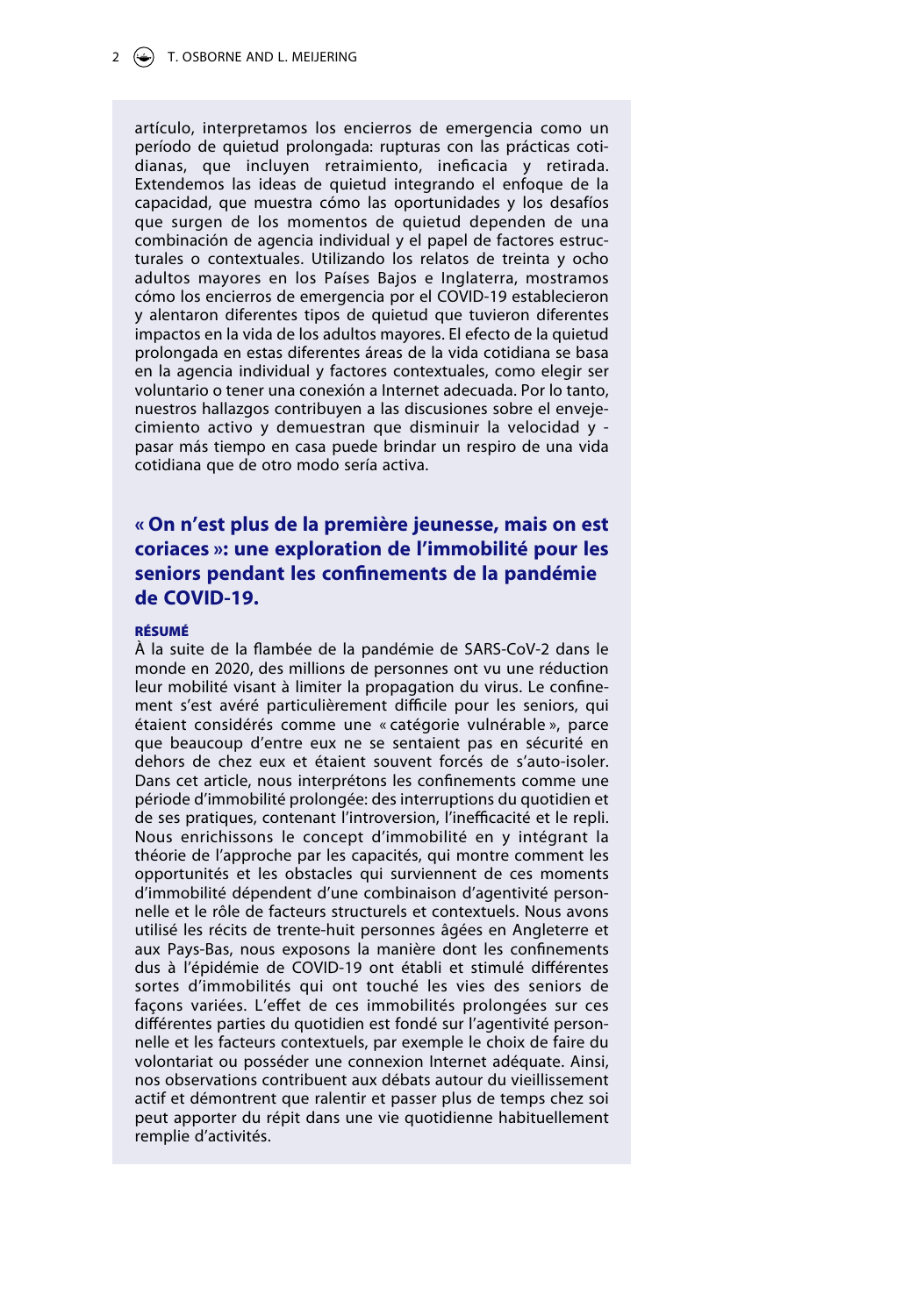artículo, interpretamos los encierros de emergencia como un período de quietud prolongada: rupturas con las prácticas cotidianas, que incluyen retraimiento, ineficacia y retirada. Extendemos las ideas de quietud integrando el enfoque de la capacidad, que muestra cómo las oportunidades y los desafíos que surgen de los momentos de quietud dependen de una combinación de agencia individual y el papel de factores estructurales o contextuales. Utilizando los relatos de treinta y ocho adultos mayores en los Países Bajos e Inglaterra, mostramos cómo los encierros de emergencia por el COVID-19 establecieron y alentaron diferentes tipos de quietud que tuvieron diferentes impactos en la vida de los adultos mayores. El efecto de la quietud prolongada en estas diferentes áreas de la vida cotidiana se basa en la agencia individual y factores contextuales, como elegir ser voluntario o tener una conexión a Internet adecuada. Por lo tanto, nuestros hallazgos contribuyen a las discusiones sobre el envejecimiento activo y demuestran que disminuir la velocidad y -pasar más tiempo en casa puede brindar un respiro de una vida cotidiana que de otro modo sería activa.

## « On n'est plus de la première jeunesse, mais on est coriaces »: une exploration de l'immobilité pour les seniors pendant les confinements de la pandémie de COVID-19.

### RÉSUMÉ

À la suite de la flambée de la pandémie de SARS-CoV-2 dans le monde en 2020, des millions de personnes ont vu une réduction leur mobilité visant à limiter la propagation du virus. Le confinement s'est avéré particulièrement difficile pour les seniors, qui étaient considérés comme une « catégorie vulnérable », parce que beaucoup d'entre eux ne se sentaient pas en sécurité en dehors de chez eux et étaient souvent forcés de s'auto-isoler. Dans cet article, nous interprétons les confinements comme une période d'immobilité prolongée: des interruptions du quotidien et de ses pratiques, contenant l'introversion, l'inefficacité et le repli. Nous enrichissons le concept d'immobilité en y intégrant la théorie de l'approche par les capacités, qui montre comment les opportunités et les obstacles qui surviennent de ces moments d'immobilité dépendent d'une combinaison d'agentivité personnelle et le rôle de facteurs structurels et contextuels. Nous avons utilisé les récits de trente-huit personnes âgées en Angleterre et aux Pays-Bas, nous exposons la manière dont les confinements dus à l'épidémie de COVID-19 ont établi et stimulé différentes sortes d'immobilités qui ont touché les vies des seniors de façons variées. L'effet de ces immobilités prolongées sur ces différentes parties du quotidien est fondé sur l'agentivité personnelle et les facteurs contextuels, par exemple le choix de faire du volontariat ou posséder une connexion Internet adéquate. Ainsi, nos observations contribuent aux débats autour du vieillissement actif et démontrent que ralentir et passer plus de temps chez soi peut apporter du répit dans une vie quotidienne habituellement remplie d'activités.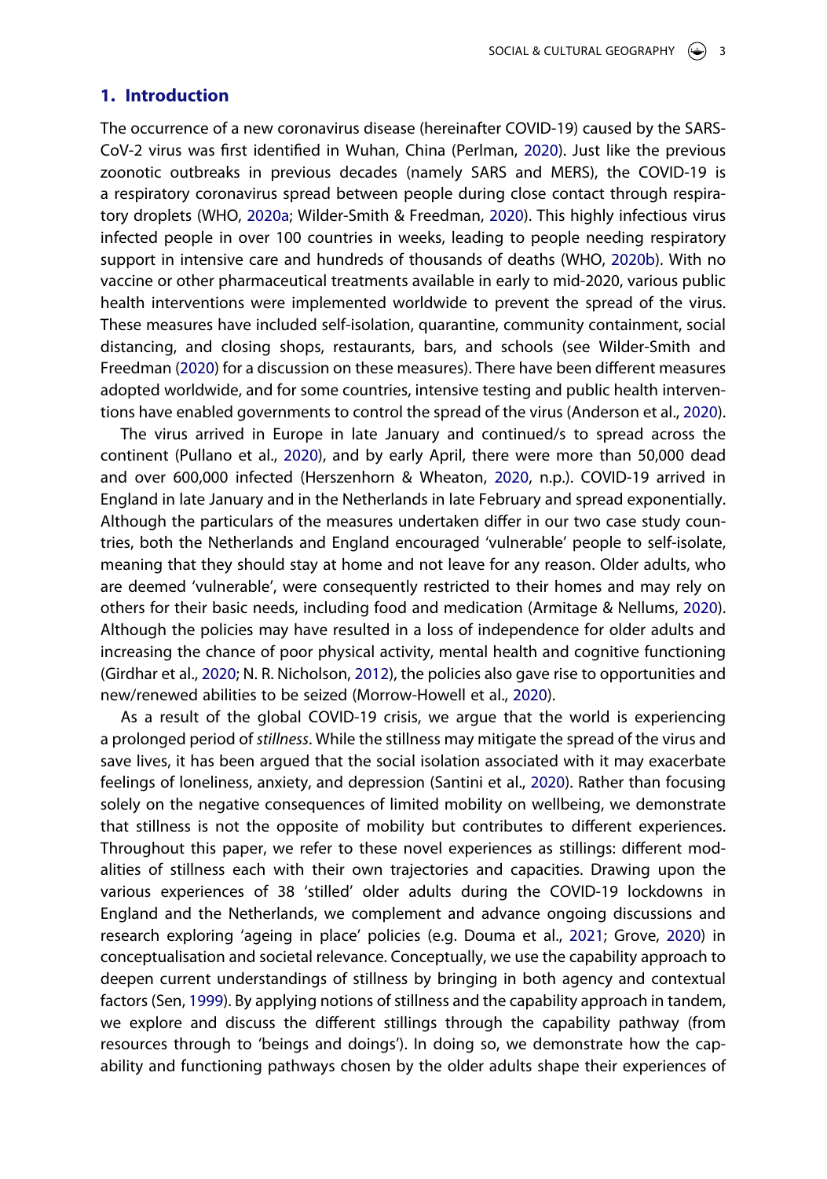## 1. Introduction

The occurrence of a new coronavirus disease (hereinafter COVID-19) caused by the SARS-CoV-2 virus was first identified in Wuhan, China (Perlman, 2020). Just like the previous zoonotic outbreaks in previous decades (namely SARS and MERS), the COVID-19 is a respiratory coronavirus spread between people during close contact through respiratory droplets (WHO, 2020a; Wilder-Smith & Freedman, 2020). This highly infectious virus infected people in over 100 countries in weeks, leading to people needing respiratory support in intensive care and hundreds of thousands of deaths (WHO, 2020b). With no vaccine or other pharmaceutical treatments available in early to mid-2020, various public health interventions were implemented worldwide to prevent the spread of the virus. These measures have included self-isolation, quarantine, community containment, social distancing, and closing shops, restaurants, bars, and schools (see Wilder-Smith and Freedman (2020) for a discussion on these measures). There have been different measures adopted worldwide, and for some countries, intensive testing and public health interventions have enabled governments to control the spread of the virus (Anderson et al., 2020).

The virus arrived in Europe in late January and continued/s to spread across the continent (Pullano et al., 2020), and by early April, there were more than 50,000 dead and over 600,000 infected (Herszenhorn & Wheaton, 2020, n.p.). COVID-19 arrived in England in late January and in the Netherlands in late February and spread exponentially. Although the particulars of the measures undertaken differ in our two case study countries, both the Netherlands and England encouraged 'vulnerable' people to self-isolate, meaning that they should stay at home and not leave for any reason. Older adults, who are deemed 'vulnerable', were consequently restricted to their homes and may rely on others for their basic needs, including food and medication (Armitage & Nellums, 2020). Although the policies may have resulted in a loss of independence for older adults and increasing the chance of poor physical activity, mental health and cognitive functioning (Girdhar et al., 2020; N. R. Nicholson, 2012), the policies also gave rise to opportunities and new/renewed abilities to be seized (Morrow-Howell et al., 2020).

As a result of the global COVID-19 crisis, we argue that the world is experiencing a prolonged period of *stillness*. While the stillness may mitigate the spread of the virus and save lives, it has been argued that the social isolation associated with it may exacerbate feelings of loneliness, anxiety, and depression (Santini et al., 2020). Rather than focusing solely on the negative consequences of limited mobility on wellbeing, we demonstrate that stillness is not the opposite of mobility but contributes to different experiences. Throughout this paper, we refer to these novel experiences as stillings: different modalities of stillness each with their own trajectories and capacities. Drawing upon the various experiences of 38 'stilled' older adults during the COVID-19 lockdowns in England and the Netherlands, we complement and advance ongoing discussions and research exploring 'ageing in place' policies (e.g. Douma et al., 2021; Grove, 2020) in conceptualisation and societal relevance. Conceptually, we use the capability approach to deepen current understandings of stillness by bringing in both agency and contextual factors (Sen, 1999). By applying notions of stillness and the capability approach in tandem, we explore and discuss the different stillings through the capability pathway (from resources through to 'beings and doings'). In doing so, we demonstrate how the capability and functioning pathways chosen by the older adults shape their experiences of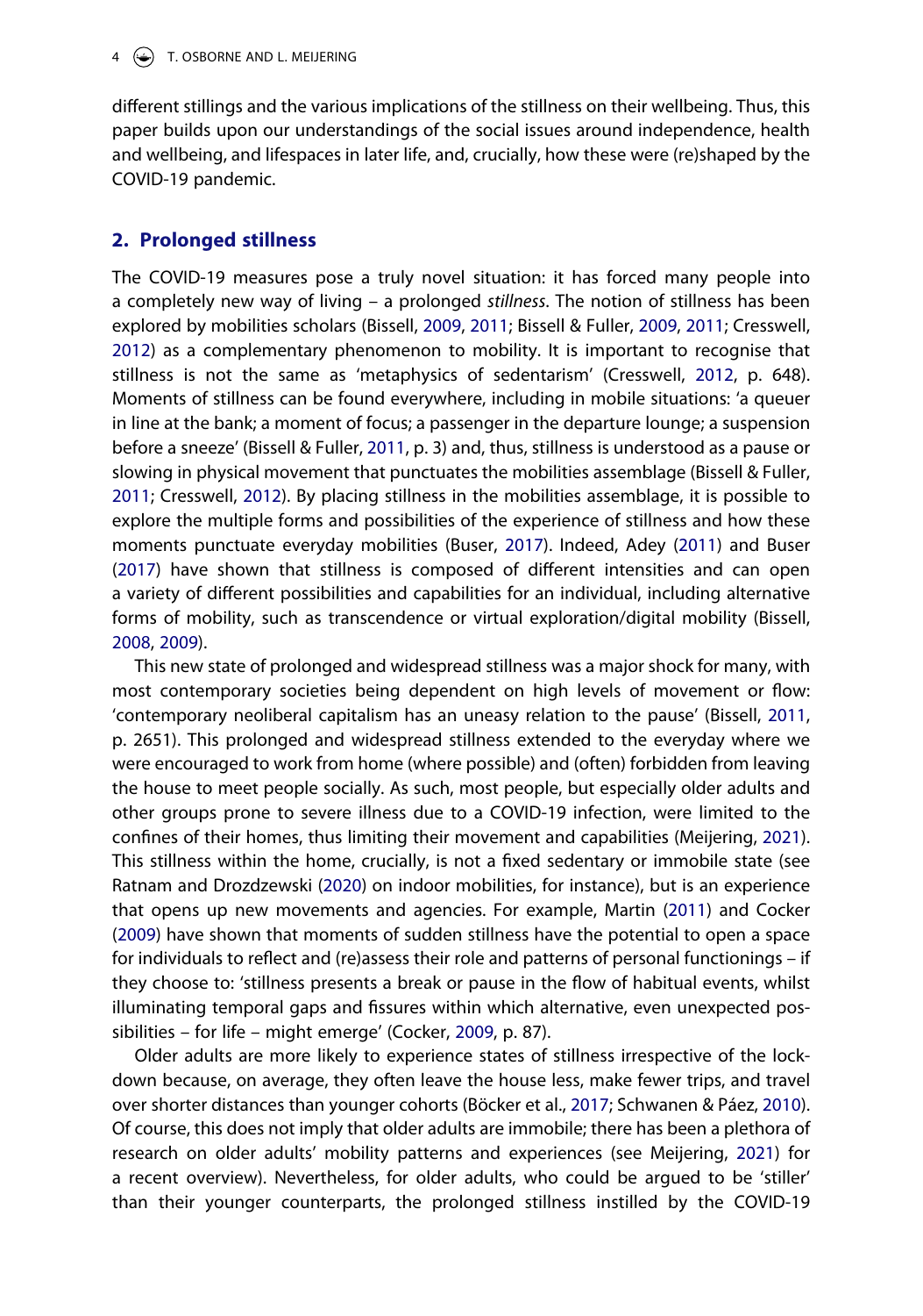different stillings and the various implications of the stillness on their wellbeing. Thus, this paper builds upon our understandings of the social issues around independence, health and wellbeing, and lifespaces in later life, and, crucially, how these were (re)shaped by the COVID-19 pandemic.

## 2. Prolonged stillness

The COVID-19 measures pose a truly novel situation: it has forced many people into a completely new way of living – a prolonged *stillness*. The notion of stillness has been explored by mobilities scholars (Bissell, 2009, 2011; Bissell & Fuller, 2009, 2011; Cresswell, 2012) as a complementary phenomenon to mobility. It is important to recognise that stillness is not the same as 'metaphysics of sedentarism' (Cresswell, 2012, p. 648). Moments of stillness can be found everywhere, including in mobile situations: 'a queuer in line at the bank; a moment of focus; a passenger in the departure lounge; a suspension before a sneeze' (Bissell & Fuller, 2011, p. 3) and, thus, stillness is understood as a pause or slowing in physical movement that punctuates the mobilities assemblage (Bissell & Fuller, 2011; Cresswell, 2012). By placing stillness in the mobilities assemblage, it is possible to explore the multiple forms and possibilities of the experience of stillness and how these moments punctuate everyday mobilities (Buser, 2017). Indeed, Adey (2011) and Buser (2017) have shown that stillness is composed of different intensities and can open a variety of different possibilities and capabilities for an individual, including alternative forms of mobility, such as transcendence or virtual exploration/digital mobility (Bissell, 2008, 2009).

This new state of prolonged and widespread stillness was a major shock for many, with most contemporary societies being dependent on high levels of movement or flow: 'contemporary neoliberal capitalism has an uneasy relation to the pause' (Bissell, 2011, p. 2651). This prolonged and widespread stillness extended to the everyday where we were encouraged to work from home (where possible) and (often) forbidden from leaving the house to meet people socially. As such, most people, but especially older adults and other groups prone to severe illness due to a COVID-19 infection, were limited to the confines of their homes, thus limiting their movement and capabilities (Meijering, 2021). This stillness within the home, crucially, is not a fixed sedentary or immobile state (see Ratnam and Drozdzewski (2020) on indoor mobilities, for instance), but is an experience that opens up new movements and agencies. For example, Martin (2011) and Cocker (2009) have shown that moments of sudden stillness have the potential to open a space for individuals to reflect and (re)assess their role and patterns of personal functionings – if they choose to: 'stillness presents a break or pause in the flow of habitual events, whilst illuminating temporal gaps and fissures within which alternative, even unexpected possibilities – for life – might emerge' (Cocker, 2009, p. 87).

Older adults are more likely to experience states of stillness irrespective of the lockdown because, on average, they often leave the house less, make fewer trips, and travel over shorter distances than younger cohorts (Böcker et al., 2017; Schwanen & Páez, 2010). Of course, this does not imply that older adults are immobile; there has been a plethora of research on older adults' mobility patterns and experiences (see Meijering, 2021) for a recent overview). Nevertheless, for older adults, who could be argued to be 'stiller' than their younger counterparts, the prolonged stillness instilled by the COVID-19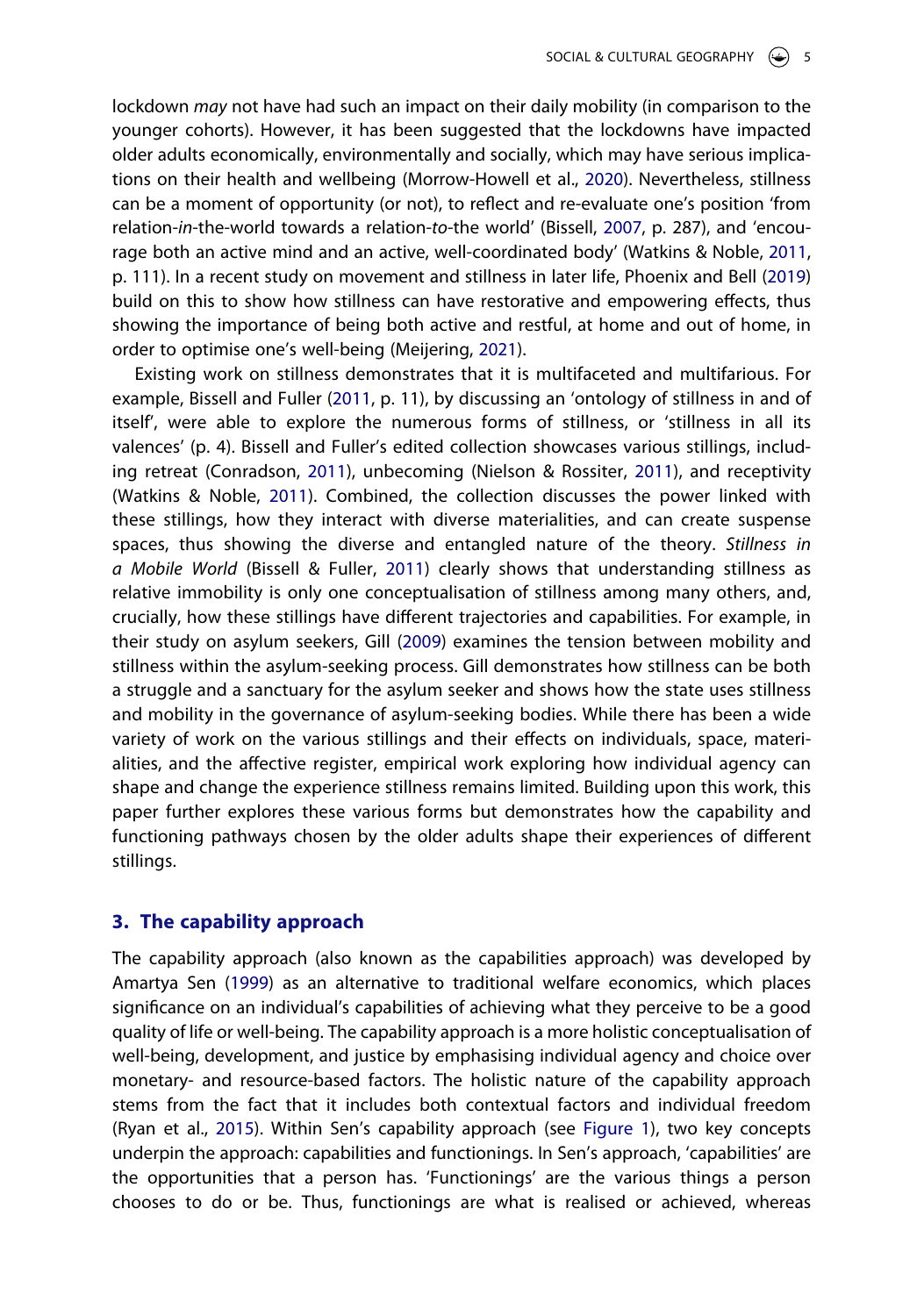lockdown *may* not have had such an impact on their daily mobility (in comparison to the younger cohorts). However, it has been suggested that the lockdowns have impacted older adults economically, environmentally and socially, which may have serious implications on their health and wellbeing (Morrow-Howell et al., 2020). Nevertheless, stillness can be a moment of opportunity (or not), to reflect and re-evaluate one's position 'from relation-*in*-the-world towards a relation-*to*-the world' (Bissell, 2007, p. 287), and 'encourage both an active mind and an active, well-coordinated body' (Watkins & Noble, 2011, p. 111). In a recent study on movement and stillness in later life, Phoenix and Bell (2019) build on this to show how stillness can have restorative and empowering effects, thus showing the importance of being both active and restful, at home and out of home, in order to optimise one's well-being (Meijering, 2021).

Existing work on stillness demonstrates that it is multifaceted and multifarious. For example, Bissell and Fuller (2011, p. 11), by discussing an 'ontology of stillness in and of itself', were able to explore the numerous forms of stillness, or 'stillness in all its valences' (p. 4). Bissell and Fuller's edited collection showcases various stillings, including retreat (Conradson, 2011), unbecoming (Nielson & Rossiter, 2011), and receptivity (Watkins & Noble, 2011). Combined, the collection discusses the power linked with these stillings, how they interact with diverse materialities, and can create suspense spaces, thus showing the diverse and entangled nature of the theory. *Stillness in a Mobile World* (Bissell & Fuller, 2011) clearly shows that understanding stillness as relative immobility is only one conceptualisation of stillness among many others, and, crucially, how these stillings have different trajectories and capabilities. For example, in their study on asylum seekers, Gill (2009) examines the tension between mobility and stillness within the asylum-seeking process. Gill demonstrates how stillness can be both a struggle and a sanctuary for the asylum seeker and shows how the state uses stillness and mobility in the governance of asylum-seeking bodies. While there has been a wide variety of work on the various stillings and their effects on individuals, space, materialities, and the affective register, empirical work exploring how individual agency can shape and change the experience stillness remains limited. Building upon this work, this paper further explores these various forms but demonstrates how the capability and functioning pathways chosen by the older adults shape their experiences of different stillings.

## 3. The capability approach

The capability approach (also known as the capabilities approach) was developed by Amartya Sen (1999) as an alternative to traditional welfare economics, which places significance on an individual's capabilities of achieving what they perceive to be a good quality of life or well-being. The capability approach is a more holistic conceptualisation of well-being, development, and justice by emphasising individual agency and choice over monetary- and resource-based factors. The holistic nature of the capability approach stems from the fact that it includes both contextual factors and individual freedom (Ryan et al., 2015). Within Sen's capability approach (see Figure 1), two key concepts underpin the approach: capabilities and functionings. In Sen's approach, 'capabilities' are the opportunities that a person has. 'Functionings' are the various things a person chooses to do or be. Thus, functionings are what is realised or achieved, whereas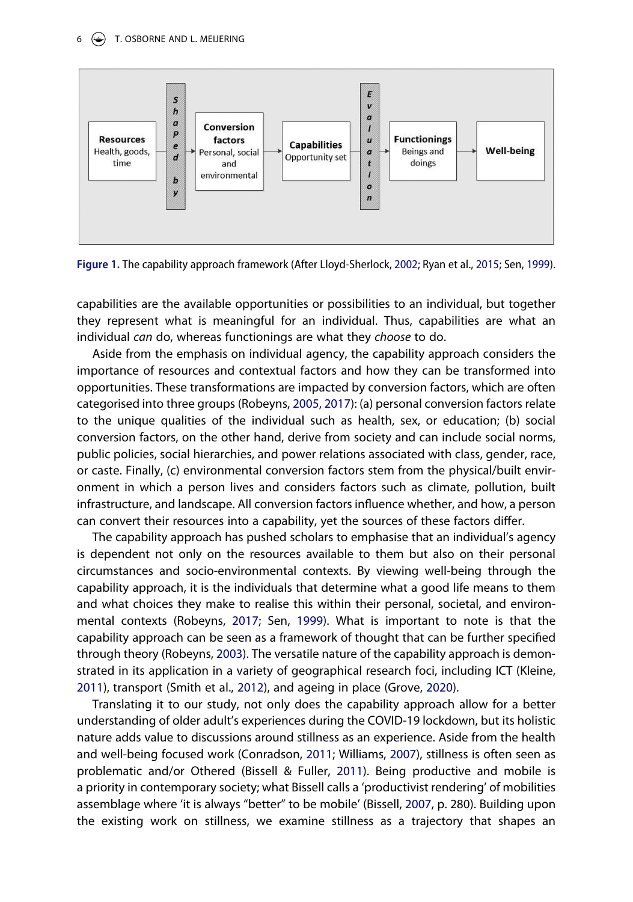Figure 1. The capability approach framework (After Lloyd-Sherlock, 2002; Ryan et al., 2015; Sen, 1999).

capabilities are the available opportunities or possibilities to an individual, but together they represent what is meaningful for an individual. Thus, capabilities are what an individual *can* do, whereas functionings are what they *choose* to do.

Aside from the emphasis on individual agency, the capability approach considers the importance of resources and contextual factors and how they can be transformed into opportunities. These transformations are impacted by conversion factors, which are often categorised into three groups (Robeyns, 2005, 2017): (a) personal conversion factors relate to the unique qualities of the individual such as health, sex, or education; (b) social conversion factors, on the other hand, derive from society and can include social norms, public policies, social hierarchies, and power relations associated with class, gender, race, or caste. Finally, (c) environmental conversion factors stem from the physical/built environment in which a person lives and considers factors such as climate, pollution, built infrastructure, and landscape. All conversion factors influence whether, and how, a person can convert their resources into a capability, yet the sources of these factors differ.

The capability approach has pushed scholars to emphasise that an individual's agency is dependent not only on the resources available to them but also on their personal circumstances and socio-environmental contexts. By viewing well-being through the capability approach, it is the individuals that determine what a good life means to them and what choices they make to realise this within their personal, societal, and environmental contexts (Robeyns, 2017; Sen, 1999). What is important to note is that the capability approach can be seen as a framework of thought that can be further specified through theory (Robeyns, 2003). The versatile nature of the capability approach is demonstrated in its application in a variety of geographical research foci, including ICT (Kleine, 2011), transport (Smith et al., 2012), and ageing in place (Grove, 2020).

Translating it to our study, not only does the capability approach allow for a better understanding of older adult's experiences during the COVID-19 lockdown, but its holistic nature adds value to discussions around stillness as an experience. Aside from the health and well-being focused work (Conradson, 2011; Williams, 2007), stillness is often seen as problematic and/or Othered (Bissell & Fuller, 2011). Being productive and mobile is a priority in contemporary society; what Bissell calls a 'productivist rendering' of mobilities assemblage where 'it is always "better" to be mobile' (Bissell, 2007, p. 280). Building upon the existing work on stillness, we examine stillness as a trajectory that shapes an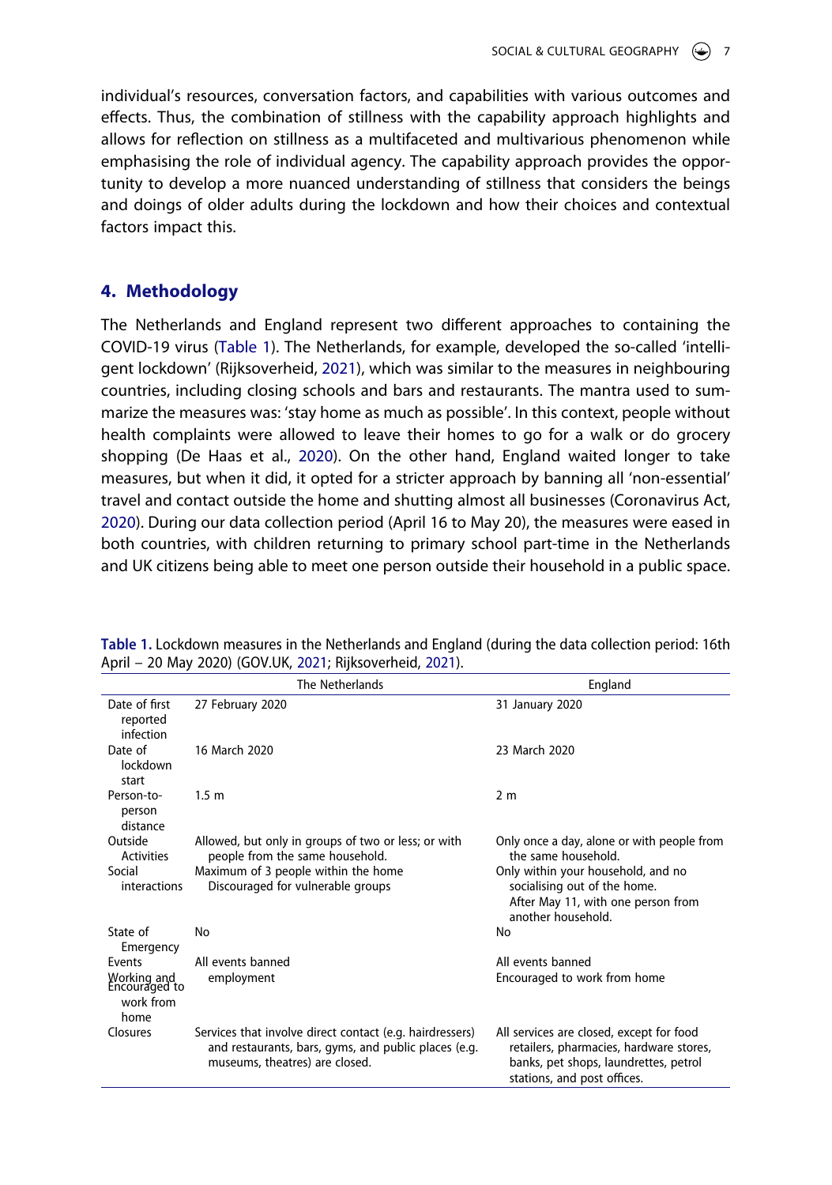individual's resources, conversation factors, and capabilities with various outcomes and effects. Thus, the combination of stillness with the capability approach highlights and allows for reflection on stillness as a multifaceted and multivarious phenomenon while emphasising the role of individual agency. The capability approach provides the opportunity to develop a more nuanced understanding of stillness that considers the beings and doings of older adults during the lockdown and how their choices and contextual factors impact this.

## 4. Methodology

The Netherlands and England represent two different approaches to containing the COVID-19 virus (Table 1). The Netherlands, for example, developed the so-called 'intelligent lockdown' (Rijksoverheid, 2021), which was similar to the measures in neighbouring countries, including closing schools and bars and restaurants. The mantra used to summarize the measures was: 'stay home as much as possible'. In this context, people without health complaints were allowed to leave their homes to go for a walk or do grocery shopping (De Haas et al., 2020). On the other hand, England waited longer to take measures, but when it did, it opted for a stricter approach by banning all 'non-essential' travel and contact outside the home and shutting almost all businesses (Coronavirus Act, 2020). During our data collection period (April 16 to May 20), the measures were eased in both countries, with children returning to primary school part-time in the Netherlands and UK citizens being able to meet one person outside their household in a public space.

**Table 1.** Lockdown measures in the Netherlands and England (during the data collection period: 16th April – 20 May 2020) (GOV.UK, 2021; Rijksoverheid, 2021).

| | The Netherlands | England |
|---|---|---|
| Date of first reported infection | 27 February 2020 | 31 January 2020 |
| Date of lockdown start | 16 March 2020 | 23 March 2020 |
| Person-to-person distance | 1.5 m | 2 m |
| Outside Activities | Allowed, but only in groups of two or less; or with people from the same household. | Only once a day, alone or with people from the same household. |
| Social interactions | Maximum of 3 people within the home<br>Discouraged for vulnerable groups | Only within your household, and no socialising out of the home.<br>After May 11, with one person from another household. |
| State of Emergency | No | No |
| Events | All events banned | All events banned |
| Working and employment | Encouraged to work from home | Encouraged to work from home |
| Closures | Services that involve direct contact (e.g. hairdressers) and restaurants, bars, gyms, and public places (e.g. museums, theatres) are closed. | All services are closed, except for food retailers, pharmacies, hardware stores, banks, pet shops, laundrettes, petrol stations, and post offices. |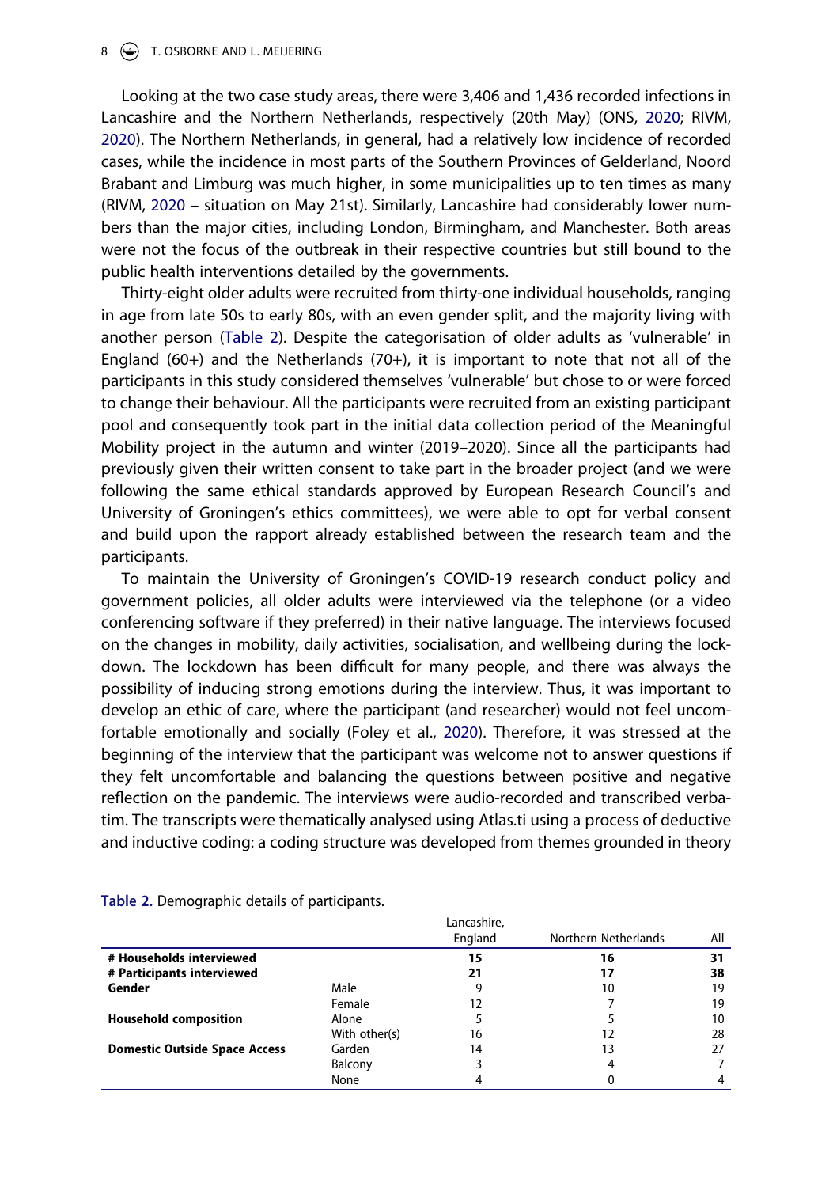Looking at the two case study areas, there were 3,406 and 1,436 recorded infections in Lancashire and the Northern Netherlands, respectively (20th May) (ONS, 2020; RIVM, 2020). The Northern Netherlands, in general, had a relatively low incidence of recorded cases, while the incidence in most parts of the Southern Provinces of Gelderland, Noord Brabant and Limburg was much higher, in some municipalities up to ten times as many (RIVM, 2020 – situation on May 21st). Similarly, Lancashire had considerably lower numbers than the major cities, including London, Birmingham, and Manchester. Both areas were not the focus of the outbreak in their respective countries but still bound to the public health interventions detailed by the governments.

Thirty-eight older adults were recruited from thirty-one individual households, ranging in age from late 50s to early 80s, with an even gender split, and the majority living with another person (Table 2). Despite the categorisation of older adults as 'vulnerable' in England (60+) and the Netherlands (70+), it is important to note that not all of the participants in this study considered themselves 'vulnerable' but chose to or were forced to change their behaviour. All the participants were recruited from an existing participant pool and consequently took part in the initial data collection period of the Meaningful Mobility project in the autumn and winter (2019–2020). Since all the participants had previously given their written consent to take part in the broader project (and we were following the same ethical standards approved by European Research Council's and University of Groningen's ethics committees), we were able to opt for verbal consent and build upon the rapport already established between the research team and the participants.

To maintain the University of Groningen's COVID-19 research conduct policy and government policies, all older adults were interviewed via the telephone (or a video conferencing software if they preferred) in their native language. The interviews focused on the changes in mobility, daily activities, socialisation, and wellbeing during the lockdown. The lockdown has been difficult for many people, and there was always the possibility of inducing strong emotions during the interview. Thus, it was important to develop an ethic of care, where the participant (and researcher) would not feel uncomfortable emotionally and socially (Foley et al., 2020). Therefore, it was stressed at the beginning of the interview that the participant was welcome not to answer questions if they felt uncomfortable and balancing the questions between positive and negative reflection on the pandemic. The interviews were audio-recorded and transcribed verbatim. The transcripts were thematically analysed using Atlas.ti using a process of deductive and inductive coding: a coding structure was developed from themes grounded in theory

**Table 2.** Demographic details of participants.

| | | Lancashire, England | Northern Netherlands | All |
|---|---|---|---|---|
| **# Households interviewed** | | **15** | **16** | **31** |
| **# Participants interviewed** | | **21** | **17** | **38** |
| **Gender** | Male | 9 | 10 | 19 |
| | Female | 12 | 7 | 19 |
| **Household composition** | Alone | 5 | 5 | 10 |
| | With other(s) | 16 | 12 | 28 |
| **Domestic Outside Space Access** | Garden | 14 | 13 | 27 |
| | Balcony | 3 | 4 | 7 |
| | None | 4 | 0 | 4 |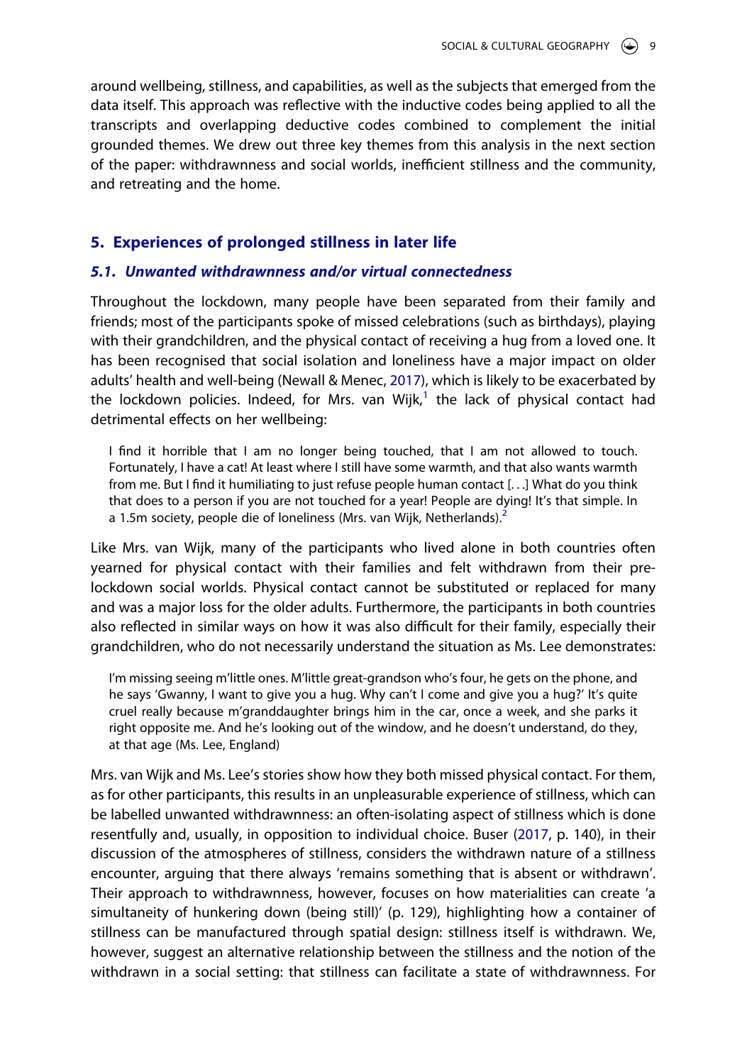around wellbeing, stillness, and capabilities, as well as the subjects that emerged from the data itself. This approach was reflective with the inductive codes being applied to all the transcripts and overlapping deductive codes combined to complement the initial grounded themes. We drew out three key themes from this analysis in the next section of the paper: withdrawnness and social worlds, inefficient stillness and the community, and retreating and the home.

## 5. Experiences of prolonged stillness in later life

### 5.1. Unwanted withdrawnness and/or virtual connectedness

Throughout the lockdown, many people have been separated from their family and friends; most of the participants spoke of missed celebrations (such as birthdays), playing with their grandchildren, and the physical contact of receiving a hug from a loved one. It has been recognised that social isolation and loneliness have a major impact on older adults' health and well-being (Newall & Menec, 2017), which is likely to be exacerbated by the lockdown policies. Indeed, for Mrs. van Wijk,[1] the lack of physical contact had detrimental effects on her wellbeing:

> I find it horrible that I am no longer being touched, that I am not allowed to touch. Fortunately, I have a cat! At least where I still have some warmth, and that also wants warmth from me. But I find it humiliating to just refuse people human contact [. . .] What do you think that does to a person if you are not touched for a year! People are dying! It's that simple. In a 1.5m society, people die of loneliness (Mrs. van Wijk, Netherlands).[2]

Like Mrs. van Wijk, many of the participants who lived alone in both countries often yearned for physical contact with their families and felt withdrawn from their pre-lockdown social worlds. Physical contact cannot be substituted or replaced for many and was a major loss for the older adults. Furthermore, the participants in both countries also reflected in similar ways on how it was also difficult for their family, especially their grandchildren, who do not necessarily understand the situation as Ms. Lee demonstrates:

> I'm missing seeing m'little ones. M'little great-grandson who's four, he gets on the phone, and he says 'Gwanny, I want to give you a hug. Why can't I come and give you a hug?' It's quite cruel really because m'granddaughter brings him in the car, once a week, and she parks it right opposite me. And he's looking out of the window, and he doesn't understand, do they, at that age (Ms. Lee, England)

Mrs. van Wijk and Ms. Lee's stories show how they both missed physical contact. For them, as for other participants, this results in an unpleasurable experience of stillness, which can be labelled unwanted withdrawnness: an often-isolating aspect of stillness which is done resentfully and, usually, in opposition to individual choice. Buser (2017, p. 140), in their discussion of the atmospheres of stillness, considers the withdrawn nature of a stillness encounter, arguing that there always 'remains something that is absent or withdrawn'. Their approach to withdrawnness, however, focuses on how materialities can create 'a simultaneity of hunkering down (being still)' (p. 129), highlighting how a container of stillness can be manufactured through spatial design: stillness itself is withdrawn. We, however, suggest an alternative relationship between the stillness and the notion of the withdrawn in a social setting: that stillness can facilitate a state of withdrawnness. For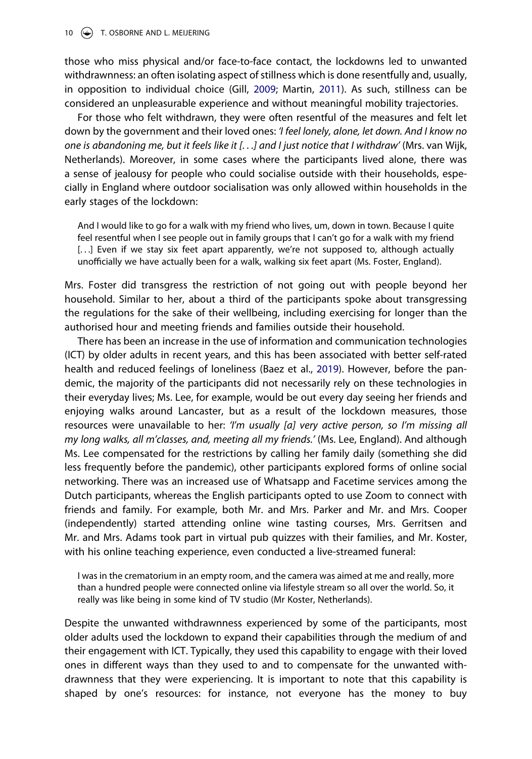those who miss physical and/or face-to-face contact, the lockdowns led to unwanted withdrawnness: an often isolating aspect of stillness which is done resentfully and, usually, in opposition to individual choice (Gill, 2009; Martin, 2011). As such, stillness can be considered an unpleasurable experience and without meaningful mobility trajectories.

For those who felt withdrawn, they were often resentful of the measures and felt let down by the government and their loved ones: *'I feel lonely, alone, let down. And I know no one is abandoning me, but it feels like it [. . .] and I just notice that I withdraw'* (Mrs. van Wijk, Netherlands). Moreover, in some cases where the participants lived alone, there was a sense of jealousy for people who could socialise outside with their households, especially in England where outdoor socialisation was only allowed within households in the early stages of the lockdown:

> And I would like to go for a walk with my friend who lives, um, down in town. Because I quite feel resentful when I see people out in family groups that I can't go for a walk with my friend [. . .] Even if we stay six feet apart apparently, we're not supposed to, although actually unofficially we have actually been for a walk, walking six feet apart (Ms. Foster, England).

Mrs. Foster did transgress the restriction of not going out with people beyond her household. Similar to her, about a third of the participants spoke about transgressing the regulations for the sake of their wellbeing, including exercising for longer than the authorised hour and meeting friends and families outside their household.

There has been an increase in the use of information and communication technologies (ICT) by older adults in recent years, and this has been associated with better self-rated health and reduced feelings of loneliness (Baez et al., 2019). However, before the pandemic, the majority of the participants did not necessarily rely on these technologies in their everyday lives; Ms. Lee, for example, would be out every day seeing her friends and enjoying walks around Lancaster, but as a result of the lockdown measures, those resources were unavailable to her: *'I'm usually [a] very active person, so I'm missing all my long walks, all m'classes, and, meeting all my friends.'* (Ms. Lee, England). And although Ms. Lee compensated for the restrictions by calling her family daily (something she did less frequently before the pandemic), other participants explored forms of online social networking. There was an increased use of Whatsapp and Facetime services among the Dutch participants, whereas the English participants opted to use Zoom to connect with friends and family. For example, both Mr. and Mrs. Parker and Mr. and Mrs. Cooper (independently) started attending online wine tasting courses, Mrs. Gerritsen and Mr. and Mrs. Adams took part in virtual pub quizzes with their families, and Mr. Koster, with his online teaching experience, even conducted a live-streamed funeral:

> I was in the crematorium in an empty room, and the camera was aimed at me and really, more than a hundred people were connected online via lifestyle stream so all over the world. So, it really was like being in some kind of TV studio (Mr Koster, Netherlands).

Despite the unwanted withdrawnness experienced by some of the participants, most older adults used the lockdown to expand their capabilities through the medium of and their engagement with ICT. Typically, they used this capability to engage with their loved ones in different ways than they used to and to compensate for the unwanted withdrawnness that they were experiencing. It is important to note that this capability is shaped by one's resources: for instance, not everyone has the money to buy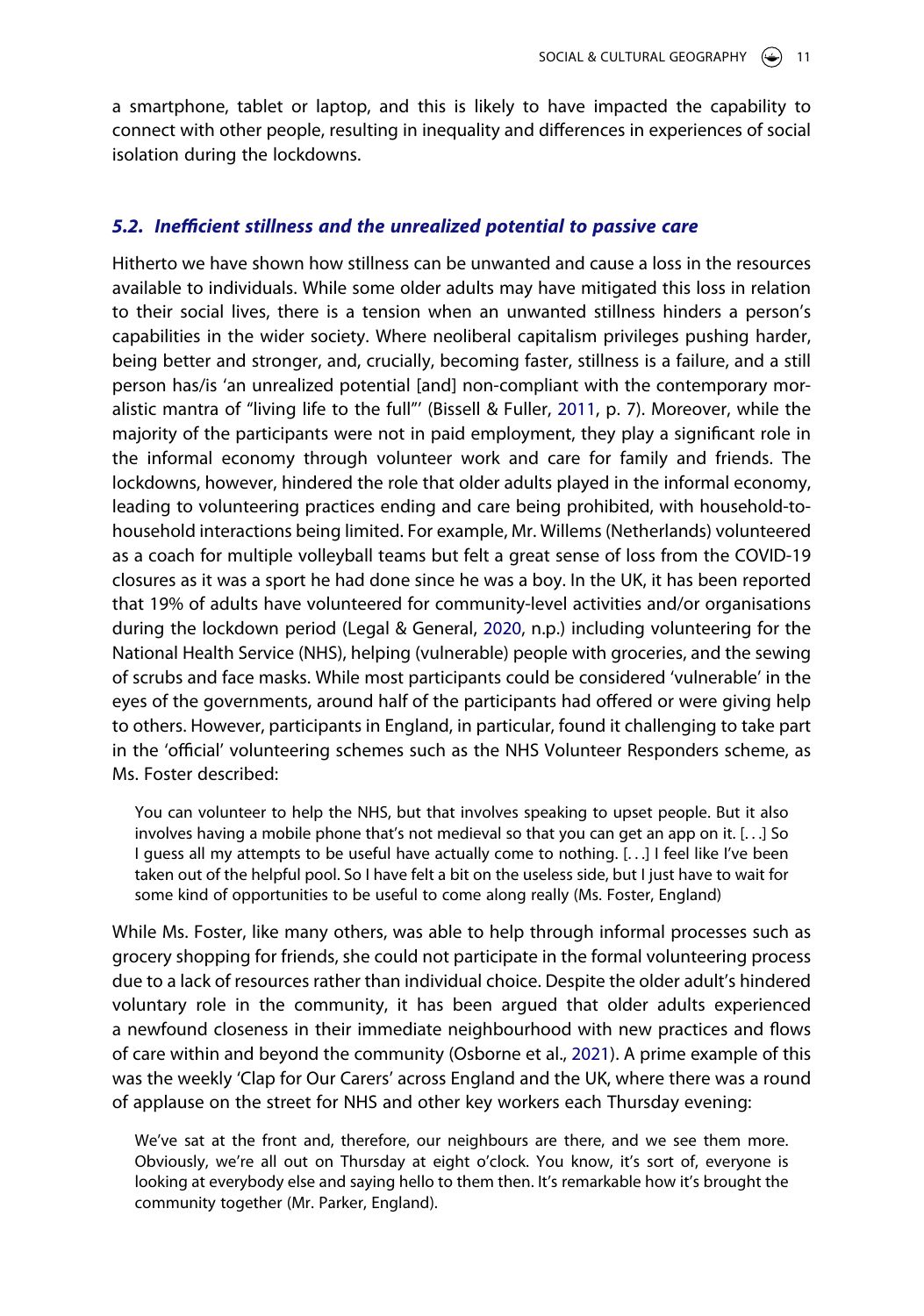a smartphone, tablet or laptop, and this is likely to have impacted the capability to connect with other people, resulting in inequality and differences in experiences of social isolation during the lockdowns.

### *5.2. Inefficient stillness and the unrealized potential to passive care*

Hitherto we have shown how stillness can be unwanted and cause a loss in the resources available to individuals. While some older adults may have mitigated this loss in relation to their social lives, there is a tension when an unwanted stillness hinders a person's capabilities in the wider society. Where neoliberal capitalism privileges pushing harder, being better and stronger, and, crucially, becoming faster, stillness is a failure, and a still person has/is 'an unrealized potential [and] non-compliant with the contemporary moralistic mantra of "living life to the full"' (Bissell & Fuller, 2011, p. 7). Moreover, while the majority of the participants were not in paid employment, they play a significant role in the informal economy through volunteer work and care for family and friends. The lockdowns, however, hindered the role that older adults played in the informal economy, leading to volunteering practices ending and care being prohibited, with household-to-household interactions being limited. For example, Mr. Willems (Netherlands) volunteered as a coach for multiple volleyball teams but felt a great sense of loss from the COVID-19 closures as it was a sport he had done since he was a boy. In the UK, it has been reported that 19% of adults have volunteered for community-level activities and/or organisations during the lockdown period (Legal & General, 2020, n.p.) including volunteering for the National Health Service (NHS), helping (vulnerable) people with groceries, and the sewing of scrubs and face masks. While most participants could be considered 'vulnerable' in the eyes of the governments, around half of the participants had offered or were giving help to others. However, participants in England, in particular, found it challenging to take part in the 'official' volunteering schemes such as the NHS Volunteer Responders scheme, as Ms. Foster described:

> You can volunteer to help the NHS, but that involves speaking to upset people. But it also involves having a mobile phone that's not medieval so that you can get an app on it. [. . .] So I guess all my attempts to be useful have actually come to nothing. [. . .] I feel like I've been taken out of the helpful pool. So I have felt a bit on the useless side, but I just have to wait for some kind of opportunities to be useful to come along really (Ms. Foster, England)

While Ms. Foster, like many others, was able to help through informal processes such as grocery shopping for friends, she could not participate in the formal volunteering process due to a lack of resources rather than individual choice. Despite the older adult's hindered voluntary role in the community, it has been argued that older adults experienced a newfound closeness in their immediate neighbourhood with new practices and flows of care within and beyond the community (Osborne et al., 2021). A prime example of this was the weekly 'Clap for Our Carers' across England and the UK, where there was a round of applause on the street for NHS and other key workers each Thursday evening:

> We've sat at the front and, therefore, our neighbours are there, and we see them more. Obviously, we're all out on Thursday at eight o'clock. You know, it's sort of, everyone is looking at everybody else and saying hello to them then. It's remarkable how it's brought the community together (Mr. Parker, England).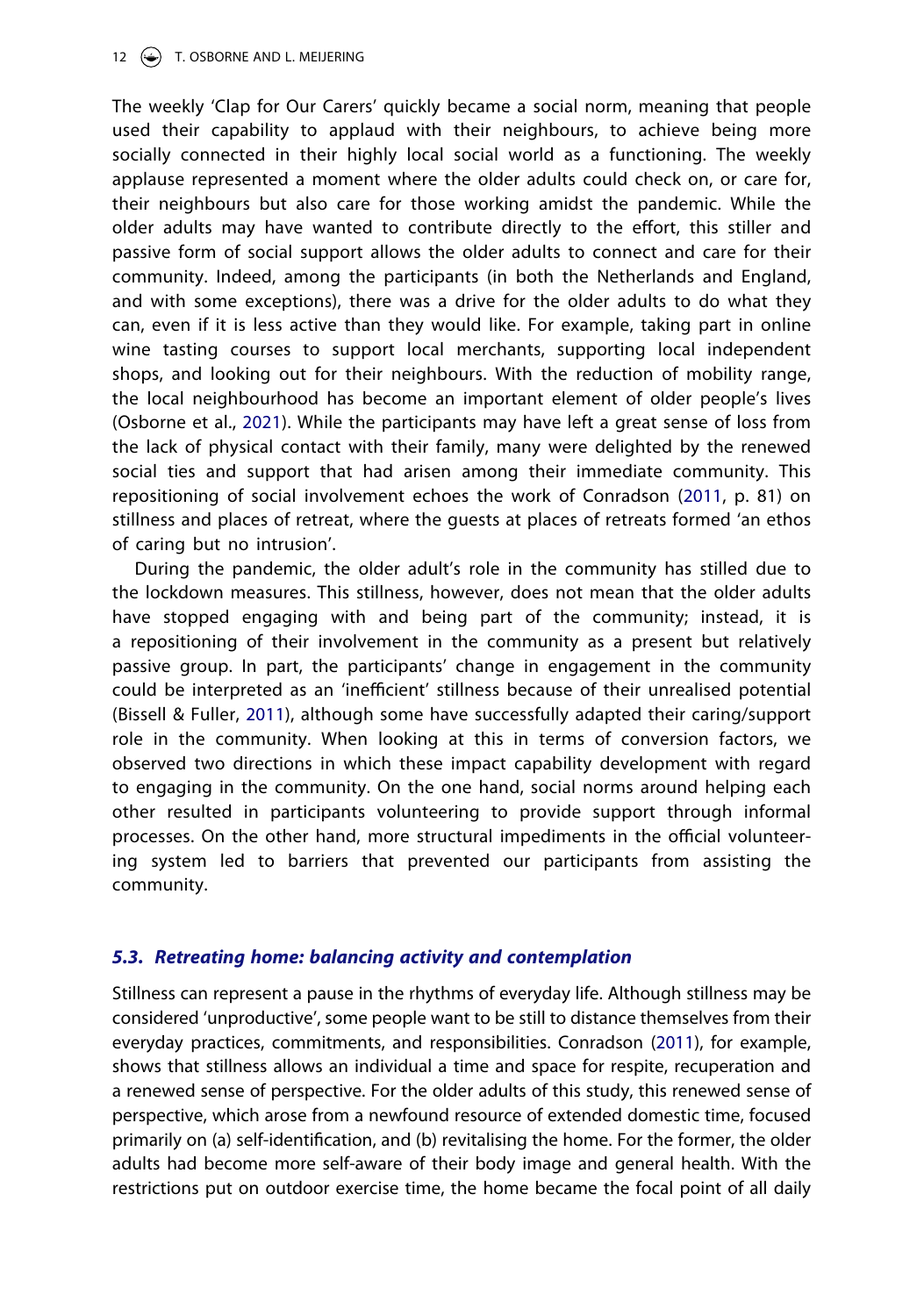The weekly 'Clap for Our Carers' quickly became a social norm, meaning that people used their capability to applaud with their neighbours, to achieve being more socially connected in their highly local social world as a functioning. The weekly applause represented a moment where the older adults could check on, or care for, their neighbours but also care for those working amidst the pandemic. While the older adults may have wanted to contribute directly to the effort, this stiller and passive form of social support allows the older adults to connect and care for their community. Indeed, among the participants (in both the Netherlands and England, and with some exceptions), there was a drive for the older adults to do what they can, even if it is less active than they would like. For example, taking part in online wine tasting courses to support local merchants, supporting local independent shops, and looking out for their neighbours. With the reduction of mobility range, the local neighbourhood has become an important element of older people's lives (Osborne et al., 2021). While the participants may have left a great sense of loss from the lack of physical contact with their family, many were delighted by the renewed social ties and support that had arisen among their immediate community. This repositioning of social involvement echoes the work of Conradson (2011, p. 81) on stillness and places of retreat, where the guests at places of retreats formed 'an ethos of caring but no intrusion'.

During the pandemic, the older adult's role in the community has stilled due to the lockdown measures. This stillness, however, does not mean that the older adults have stopped engaging with and being part of the community; instead, it is a repositioning of their involvement in the community as a present but relatively passive group. In part, the participants' change in engagement in the community could be interpreted as an 'inefficient' stillness because of their unrealised potential (Bissell & Fuller, 2011), although some have successfully adapted their caring/support role in the community. When looking at this in terms of conversion factors, we observed two directions in which these impact capability development with regard to engaging in the community. On the one hand, social norms around helping each other resulted in participants volunteering to provide support through informal processes. On the other hand, more structural impediments in the official volunteering system led to barriers that prevented our participants from assisting the community.

### 5.3. *Retreating home: balancing activity and contemplation*

Stillness can represent a pause in the rhythms of everyday life. Although stillness may be considered 'unproductive', some people want to be still to distance themselves from their everyday practices, commitments, and responsibilities. Conradson (2011), for example, shows that stillness allows an individual a time and space for respite, recuperation and a renewed sense of perspective. For the older adults of this study, this renewed sense of perspective, which arose from a newfound resource of extended domestic time, focused primarily on (a) self-identification, and (b) revitalising the home. For the former, the older adults had become more self-aware of their body image and general health. With the restrictions put on outdoor exercise time, the home became the focal point of all daily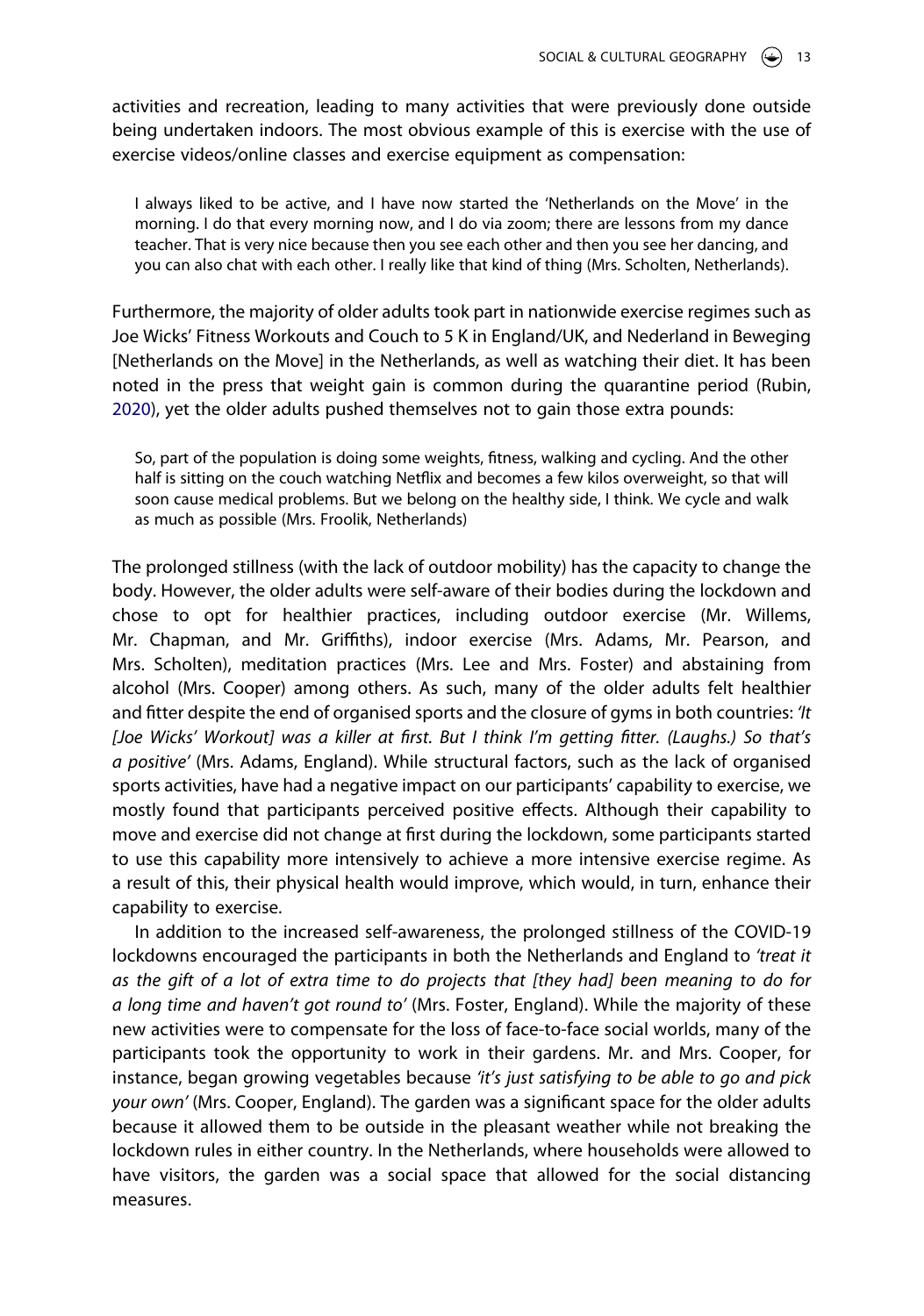activities and recreation, leading to many activities that were previously done outside being undertaken indoors. The most obvious example of this is exercise with the use of exercise videos/online classes and exercise equipment as compensation:

> I always liked to be active, and I have now started the 'Netherlands on the Move' in the morning. I do that every morning now, and I do via zoom; there are lessons from my dance teacher. That is very nice because then you see each other and then you see her dancing, and you can also chat with each other. I really like that kind of thing (Mrs. Scholten, Netherlands).

Furthermore, the majority of older adults took part in nationwide exercise regimes such as Joe Wicks' Fitness Workouts and Couch to 5 K in England/UK, and Nederland in Beweging [Netherlands on the Move] in the Netherlands, as well as watching their diet. It has been noted in the press that weight gain is common during the quarantine period (Rubin, 2020), yet the older adults pushed themselves not to gain those extra pounds:

> So, part of the population is doing some weights, fitness, walking and cycling. And the other half is sitting on the couch watching Netflix and becomes a few kilos overweight, so that will soon cause medical problems. But we belong on the healthy side, I think. We cycle and walk as much as possible (Mrs. Froolik, Netherlands)

The prolonged stillness (with the lack of outdoor mobility) has the capacity to change the body. However, the older adults were self-aware of their bodies during the lockdown and chose to opt for healthier practices, including outdoor exercise (Mr. Willems, Mr. Chapman, and Mr. Griffiths), indoor exercise (Mrs. Adams, Mr. Pearson, and Mrs. Scholten), meditation practices (Mrs. Lee and Mrs. Foster) and abstaining from alcohol (Mrs. Cooper) among others. As such, many of the older adults felt healthier and fitter despite the end of organised sports and the closure of gyms in both countries: *'It [Joe Wicks' Workout] was a killer at first. But I think I'm getting fitter. (Laughs.) So that's a positive'* (Mrs. Adams, England). While structural factors, such as the lack of organised sports activities, have had a negative impact on our participants' capability to exercise, we mostly found that participants perceived positive effects. Although their capability to move and exercise did not change at first during the lockdown, some participants started to use this capability more intensively to achieve a more intensive exercise regime. As a result of this, their physical health would improve, which would, in turn, enhance their capability to exercise.

In addition to the increased self-awareness, the prolonged stillness of the COVID-19 lockdowns encouraged the participants in both the Netherlands and England to *'treat it as the gift of a lot of extra time to do projects that [they had] been meaning to do for a long time and haven't got round to'* (Mrs. Foster, England). While the majority of these new activities were to compensate for the loss of face-to-face social worlds, many of the participants took the opportunity to work in their gardens. Mr. and Mrs. Cooper, for instance, began growing vegetables because *'it's just satisfying to be able to go and pick your own'* (Mrs. Cooper, England). The garden was a significant space for the older adults because it allowed them to be outside in the pleasant weather while not breaking the lockdown rules in either country. In the Netherlands, where households were allowed to have visitors, the garden was a social space that allowed for the social distancing measures.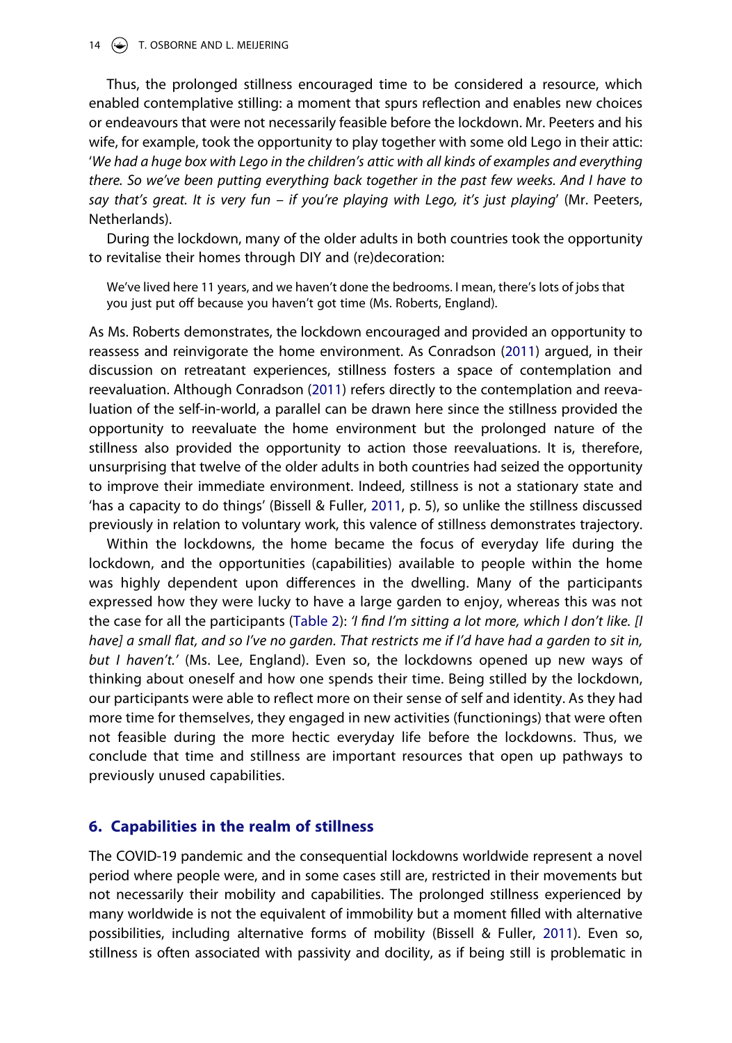Thus, the prolonged stillness encouraged time to be considered a resource, which enabled contemplative stilling: a moment that spurs reflection and enables new choices or endeavours that were not necessarily feasible before the lockdown. Mr. Peeters and his wife, for example, took the opportunity to play together with some old Lego in their attic: '*We had a huge box with Lego in the children's attic with all kinds of examples and everything there. So we've been putting everything back together in the past few weeks. And I have to say that's great. It is very fun – if you're playing with Lego, it's just playing*' (Mr. Peeters, Netherlands).

During the lockdown, many of the older adults in both countries took the opportunity to revitalise their homes through DIY and (re)decoration:

> We've lived here 11 years, and we haven't done the bedrooms. I mean, there's lots of jobs that you just put off because you haven't got time (Ms. Roberts, England).

As Ms. Roberts demonstrates, the lockdown encouraged and provided an opportunity to reassess and reinvigorate the home environment. As Conradson (2011) argued, in their discussion on retreatant experiences, stillness fosters a space of contemplation and reevaluation. Although Conradson (2011) refers directly to the contemplation and reevaluation of the self-in-world, a parallel can be drawn here since the stillness provided the opportunity to reevaluate the home environment but the prolonged nature of the stillness also provided the opportunity to action those reevaluations. It is, therefore, unsurprising that twelve of the older adults in both countries had seized the opportunity to improve their immediate environment. Indeed, stillness is not a stationary state and 'has a capacity to do things' (Bissell & Fuller, 2011, p. 5), so unlike the stillness discussed previously in relation to voluntary work, this valence of stillness demonstrates trajectory.

Within the lockdowns, the home became the focus of everyday life during the lockdown, and the opportunities (capabilities) available to people within the home was highly dependent upon differences in the dwelling. Many of the participants expressed how they were lucky to have a large garden to enjoy, whereas this was not the case for all the participants (Table 2): *'I find I'm sitting a lot more, which I don't like. [I have] a small flat, and so I've no garden. That restricts me if I'd have had a garden to sit in, but I haven't.'* (Ms. Lee, England). Even so, the lockdowns opened up new ways of thinking about oneself and how one spends their time. Being stilled by the lockdown, our participants were able to reflect more on their sense of self and identity. As they had more time for themselves, they engaged in new activities (functionings) that were often not feasible during the more hectic everyday life before the lockdowns. Thus, we conclude that time and stillness are important resources that open up pathways to previously unused capabilities.

## 6. Capabilities in the realm of stillness

The COVID-19 pandemic and the consequential lockdowns worldwide represent a novel period where people were, and in some cases still are, restricted in their movements but not necessarily their mobility and capabilities. The prolonged stillness experienced by many worldwide is not the equivalent of immobility but a moment filled with alternative possibilities, including alternative forms of mobility (Bissell & Fuller, 2011). Even so, stillness is often associated with passivity and docility, as if being still is problematic in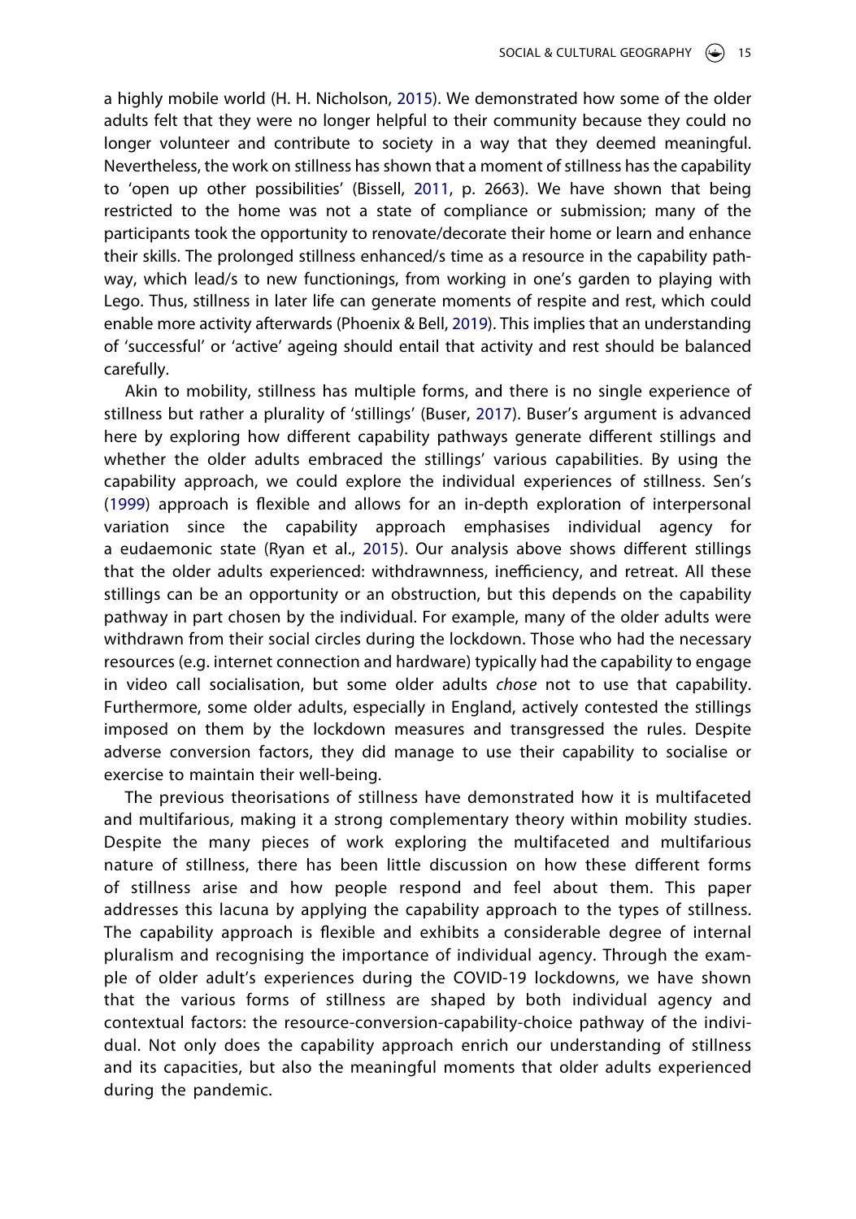a highly mobile world (H. H. Nicholson, 2015). We demonstrated how some of the older adults felt that they were no longer helpful to their community because they could no longer volunteer and contribute to society in a way that they deemed meaningful. Nevertheless, the work on stillness has shown that a moment of stillness has the capability to 'open up other possibilities' (Bissell, 2011, p. 2663). We have shown that being restricted to the home was not a state of compliance or submission; many of the participants took the opportunity to renovate/decorate their home or learn and enhance their skills. The prolonged stillness enhanced/s time as a resource in the capability pathway, which lead/s to new functionings, from working in one's garden to playing with Lego. Thus, stillness in later life can generate moments of respite and rest, which could enable more activity afterwards (Phoenix & Bell, 2019). This implies that an understanding of 'successful' or 'active' ageing should entail that activity and rest should be balanced carefully.

Akin to mobility, stillness has multiple forms, and there is no single experience of stillness but rather a plurality of 'stillings' (Buser, 2017). Buser's argument is advanced here by exploring how different capability pathways generate different stillings and whether the older adults embraced the stillings' various capabilities. By using the capability approach, we could explore the individual experiences of stillness. Sen's (1999) approach is flexible and allows for an in-depth exploration of interpersonal variation since the capability approach emphasises individual agency for a eudaemonic state (Ryan et al., 2015). Our analysis above shows different stillings that the older adults experienced: withdrawnness, inefficiency, and retreat. All these stillings can be an opportunity or an obstruction, but this depends on the capability pathway in part chosen by the individual. For example, many of the older adults were withdrawn from their social circles during the lockdown. Those who had the necessary resources (e.g. internet connection and hardware) typically had the capability to engage in video call socialisation, but some older adults *chose* not to use that capability. Furthermore, some older adults, especially in England, actively contested the stillings imposed on them by the lockdown measures and transgressed the rules. Despite adverse conversion factors, they did manage to use their capability to socialise or exercise to maintain their well-being.

The previous theorisations of stillness have demonstrated how it is multifaceted and multifarious, making it a strong complementary theory within mobility studies. Despite the many pieces of work exploring the multifaceted and multifarious nature of stillness, there has been little discussion on how these different forms of stillness arise and how people respond and feel about them. This paper addresses this lacuna by applying the capability approach to the types of stillness. The capability approach is flexible and exhibits a considerable degree of internal pluralism and recognising the importance of individual agency. Through the example of older adult's experiences during the COVID-19 lockdowns, we have shown that the various forms of stillness are shaped by both individual agency and contextual factors: the resource-conversion-capability-choice pathway of the individual. Not only does the capability approach enrich our understanding of stillness and its capacities, but also the meaningful moments that older adults experienced during the pandemic.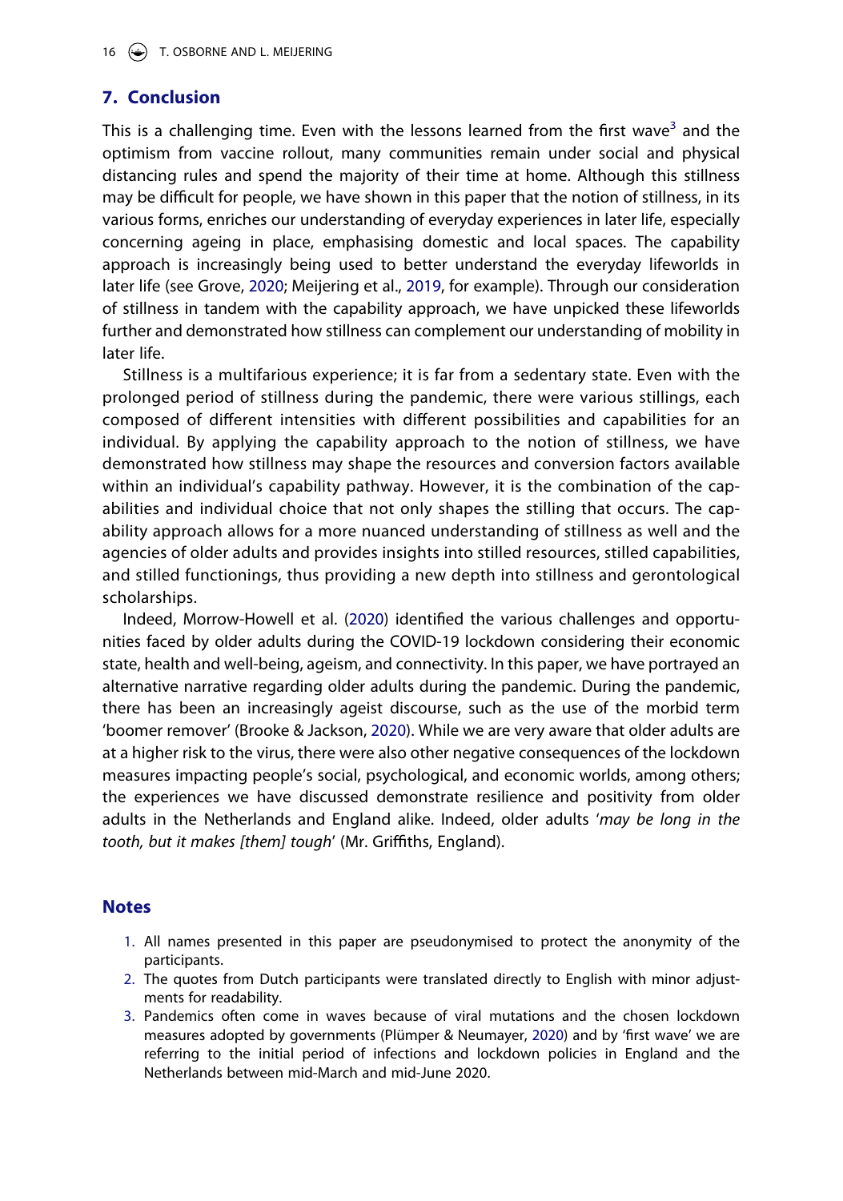## 7. Conclusion

This is a challenging time. Even with the lessons learned from the first wave[3] and the optimism from vaccine rollout, many communities remain under social and physical distancing rules and spend the majority of their time at home. Although this stillness may be difficult for people, we have shown in this paper that the notion of stillness, in its various forms, enriches our understanding of everyday experiences in later life, especially concerning ageing in place, emphasising domestic and local spaces. The capability approach is increasingly being used to better understand the everyday lifeworlds in later life (see Grove, 2020; Meijering et al., 2019, for example). Through our consideration of stillness in tandem with the capability approach, we have unpicked these lifeworlds further and demonstrated how stillness can complement our understanding of mobility in later life.

Stillness is a multifarious experience; it is far from a sedentary state. Even with the prolonged period of stillness during the pandemic, there were various stillings, each composed of different intensities with different possibilities and capabilities for an individual. By applying the capability approach to the notion of stillness, we have demonstrated how stillness may shape the resources and conversion factors available within an individual's capability pathway. However, it is the combination of the capabilities and individual choice that not only shapes the stilling that occurs. The capability approach allows for a more nuanced understanding of stillness as well and the agencies of older adults and provides insights into stilled resources, stilled capabilities, and stilled functionings, thus providing a new depth into stillness and gerontological scholarships.

Indeed, Morrow-Howell et al. (2020) identified the various challenges and opportunities faced by older adults during the COVID-19 lockdown considering their economic state, health and well-being, ageism, and connectivity. In this paper, we have portrayed an alternative narrative regarding older adults during the pandemic. During the pandemic, there has been an increasingly ageist discourse, such as the use of the morbid term 'boomer remover' (Brooke & Jackson, 2020). While we are very aware that older adults are at a higher risk to the virus, there were also other negative consequences of the lockdown measures impacting people's social, psychological, and economic worlds, among others; the experiences we have discussed demonstrate resilience and positivity from older adults in the Netherlands and England alike. Indeed, older adults '*may be long in the tooth, but it makes [them] tough*' (Mr. Griffiths, England).

## Notes

1. All names presented in this paper are pseudonymised to protect the anonymity of the participants.
2. The quotes from Dutch participants were translated directly to English with minor adjustments for readability.
3. Pandemics often come in waves because of viral mutations and the chosen lockdown measures adopted by governments (Plümper & Neumayer, 2020) and by 'first wave' we are referring to the initial period of infections and lockdown policies in England and the Netherlands between mid-March and mid-June 2020.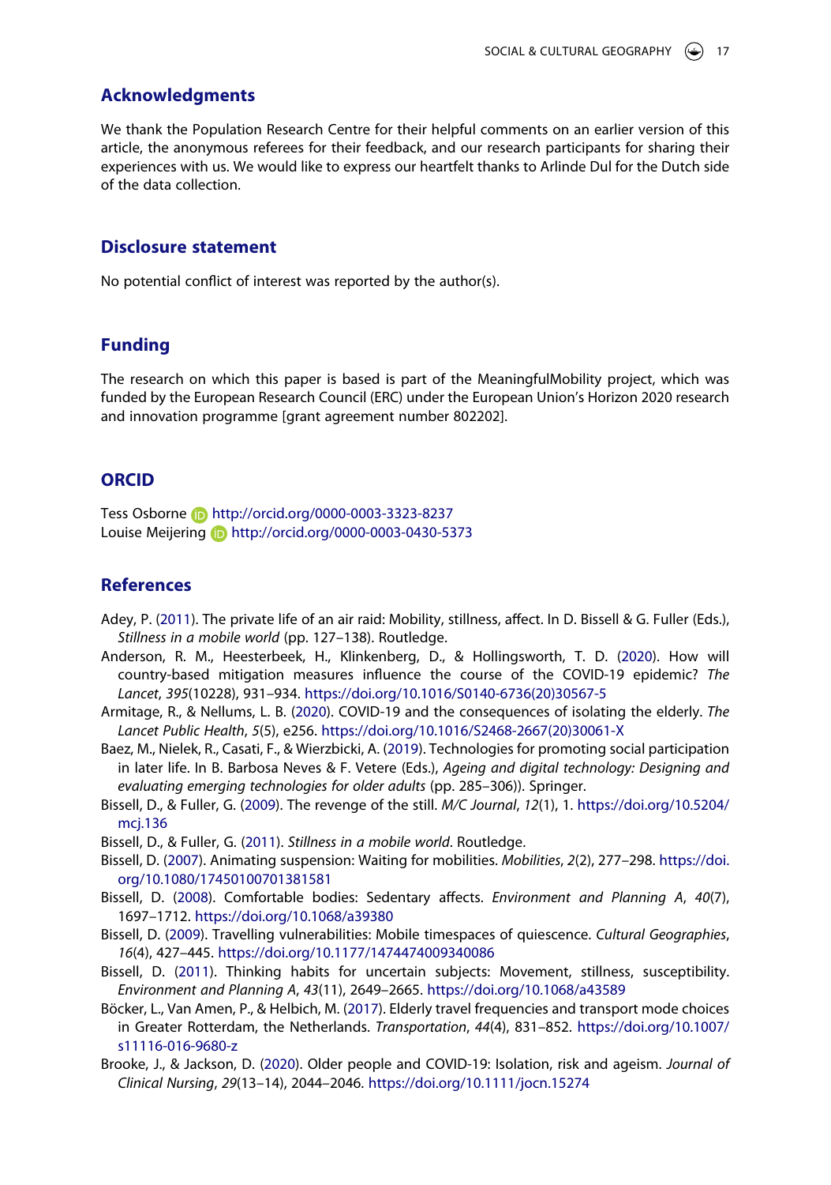## Acknowledgments

We thank the Population Research Centre for their helpful comments on an earlier version of this article, the anonymous referees for their feedback, and our research participants for sharing their experiences with us. We would like to express our heartfelt thanks to Arlinde Dul for the Dutch side of the data collection.

## Disclosure statement

No potential conflict of interest was reported by the author(s).

## Funding

The research on which this paper is based is part of the MeaningfulMobility project, which was funded by the European Research Council (ERC) under the European Union's Horizon 2020 research and innovation programme [grant agreement number 802202].

## ORCID

Tess Osborne http://orcid.org/0000-0003-3323-8237
Louise Meijering http://orcid.org/0000-0003-0430-5373

## References

Adey, P. (2011). The private life of an air raid: Mobility, stillness, affect. In D. Bissell & G. Fuller (Eds.), *Stillness in a mobile world* (pp. 127–138). Routledge.

Anderson, R. M., Heesterbeek, H., Klinkenberg, D., & Hollingsworth, T. D. (2020). How will country-based mitigation measures influence the course of the COVID-19 epidemic? *The Lancet*, *395*(10228), 931–934. https://doi.org/10.1016/S0140-6736(20)30567-5

Armitage, R., & Nellums, L. B. (2020). COVID-19 and the consequences of isolating the elderly. *The Lancet Public Health*, *5*(5), e256. https://doi.org/10.1016/S2468-2667(20)30061-X

Baez, M., Nielek, R., Casati, F., & Wierzbicki, A. (2019). Technologies for promoting social participation in later life. In B. Barbosa Neves & F. Vetere (Eds.), *Ageing and digital technology: Designing and evaluating emerging technologies for older adults* (pp. 285–306)). Springer.

Bissell, D., & Fuller, G. (2009). The revenge of the still. *M/C Journal*, *12*(1), 1. https://doi.org/10.5204/mcj.136

Bissell, D., & Fuller, G. (2011). *Stillness in a mobile world*. Routledge.

Bissell, D. (2007). Animating suspension: Waiting for mobilities. *Mobilities*, *2*(2), 277–298. https://doi.org/10.1080/17450100701381581

Bissell, D. (2008). Comfortable bodies: Sedentary affects. *Environment and Planning A*, *40*(7), 1697–1712. https://doi.org/10.1068/a39380

Bissell, D. (2009). Travelling vulnerabilities: Mobile timespaces of quiescence. *Cultural Geographies*, *16*(4), 427–445. https://doi.org/10.1177/1474474009340086

Bissell, D. (2011). Thinking habits for uncertain subjects: Movement, stillness, susceptibility. *Environment and Planning A*, *43*(11), 2649–2665. https://doi.org/10.1068/a43589

Böcker, L., Van Amen, P., & Helbich, M. (2017). Elderly travel frequencies and transport mode choices in Greater Rotterdam, the Netherlands. *Transportation*, *44*(4), 831–852. https://doi.org/10.1007/s11116-016-9680-z

Brooke, J., & Jackson, D. (2020). Older people and COVID-19: Isolation, risk and ageism. *Journal of Clinical Nursing*, *29*(13–14), 2044–2046. https://doi.org/10.1111/jocn.15274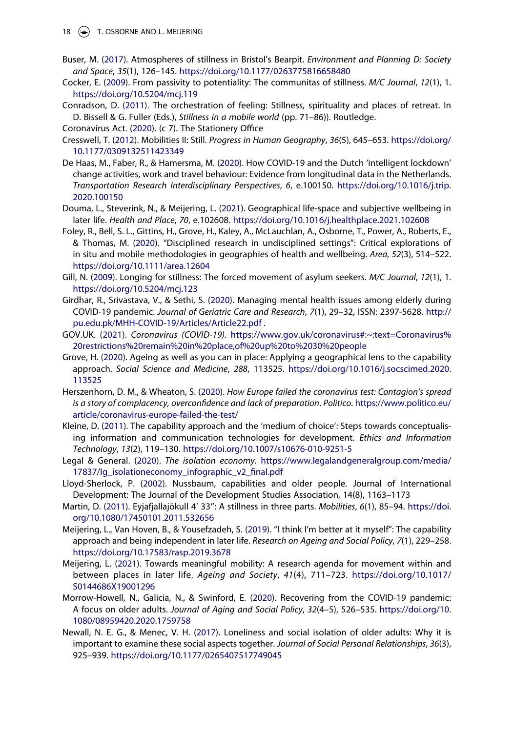Buser, M. (2017). Atmospheres of stillness in Bristol's Bearpit. *Environment and Planning D: Society and Space*, *35*(1), 126–145. https://doi.org/10.1177/0263775816658480

Cocker, E. (2009). From passivity to potentiality: The communitas of stillness. *M/C Journal*, *12*(1), 1. https://doi.org/10.5204/mcj.119

Conradson, D. (2011). The orchestration of feeling: Stillness, spirituality and places of retreat. In D. Bissell & G. Fuller (Eds.), *Stillness in a mobile world* (pp. 71–86)). Routledge.

Coronavirus Act. (2020). (c 7). The Stationery Office

Cresswell, T. (2012). Mobilities II: Still. *Progress in Human Geography*, *36*(5), 645–653. https://doi.org/10.1177/0309132511423349

De Haas, M., Faber, R., & Hamersma, M. (2020). How COVID-19 and the Dutch 'intelligent lockdown' change activities, work and travel behaviour: Evidence from longitudinal data in the Netherlands. *Transportation Research Interdisciplinary Perspectives*, *6*, e.100150. https://doi.org/10.1016/j.trip.2020.100150

Douma, L., Steverink, N., & Meijering, L. (2021). Geographical life-space and subjective wellbeing in later life. *Health and Place*, *70*, e.102608. https://doi.org/10.1016/j.healthplace.2021.102608

Foley, R., Bell, S. L., Gittins, H., Grove, H., Kaley, A., McLauchlan, A., Osborne, T., Power, A., Roberts, E., & Thomas, M. (2020). "Disciplined research in undisciplined settings": Critical explorations of in situ and mobile methodologies in geographies of health and wellbeing. *Area*, *52*(3), 514–522. https://doi.org/10.1111/area.12604

Gill, N. (2009). Longing for stillness: The forced movement of asylum seekers. *M/C Journal*, *12*(1), 1. https://doi.org/10.5204/mcj.123

Girdhar, R., Srivastava, V., & Sethi, S. (2020). Managing mental health issues among elderly during COVID-19 pandemic. *Journal of Geriatric Care and Research*, *7*(1), 29–32, ISSN: 2397-5628. http://pu.edu.pk/MHH-COVID-19/Articles/Article22.pdf .

GOV.UK. (2021). *Coronavirus (COVID-19)*. https://www.gov.uk/coronavirus#:~:text=Coronavirus%20restrictions%20remain%20in%20place,of%20up%20to%2030%20people

Grove, H. (2020). Ageing as well as you can in place: Applying a geographical lens to the capability approach. *Social Science and Medicine*, *288*, 113525. https://doi.org/10.1016/j.socscimed.2020.113525

Herszenhorn, D. M., & Wheaton, S. (2020). *How Europe failed the coronavirus test: Contagion's spread is a story of complacency, overconfidence and lack of preparation*. *Politico*. https://www.politico.eu/article/coronavirus-europe-failed-the-test/

Kleine, D. (2011). The capability approach and the 'medium of choice': Steps towards conceptualising information and communication technologies for development. *Ethics and Information Technology*, *13*(2), 119–130. https://doi.org/10.1007/s10676-010-9251-5

Legal & General. (2020). *The isolation economy*. https://www.legalandgeneralgroup.com/media/17837/lg_isolationeconomy_infographic_v2_final.pdf

Lloyd-Sherlock, P. (2002). Nussbaum, capabilities and older people. Journal of International Development: The Journal of the Development Studies Association, 14(8), 1163–1173

Martin, D. (2011). Eyjafjallajökull 4′ 33″: A stillness in three parts. *Mobilities*, *6*(1), 85–94. https://doi.org/10.1080/17450101.2011.532656

Meijering, L., Van Hoven, B., & Yousefzadeh, S. (2019). "I think I'm better at it myself": The capability approach and being independent in later life. *Research on Ageing and Social Policy*, *7*(1), 229–258. https://doi.org/10.17583/rasp.2019.3678

Meijering, L. (2021). Towards meaningful mobility: A research agenda for movement within and between places in later life. *Ageing and Society*, *41*(4), 711–723. https://doi.org/10.1017/S0144686X19001296

Morrow-Howell, N., Galicia, N., & Swinford, E. (2020). Recovering from the COVID-19 pandemic: A focus on older adults. *Journal of Aging and Social Policy*, *32*(4–5), 526–535. https://doi.org/10.1080/08959420.2020.1759758

Newall, N. E. G., & Menec, V. H. (2017). Loneliness and social isolation of older adults: Why it is important to examine these social aspects together. *Journal of Social Personal Relationships*, *36*(3), 925–939. https://doi.org/10.1177/0265407517749045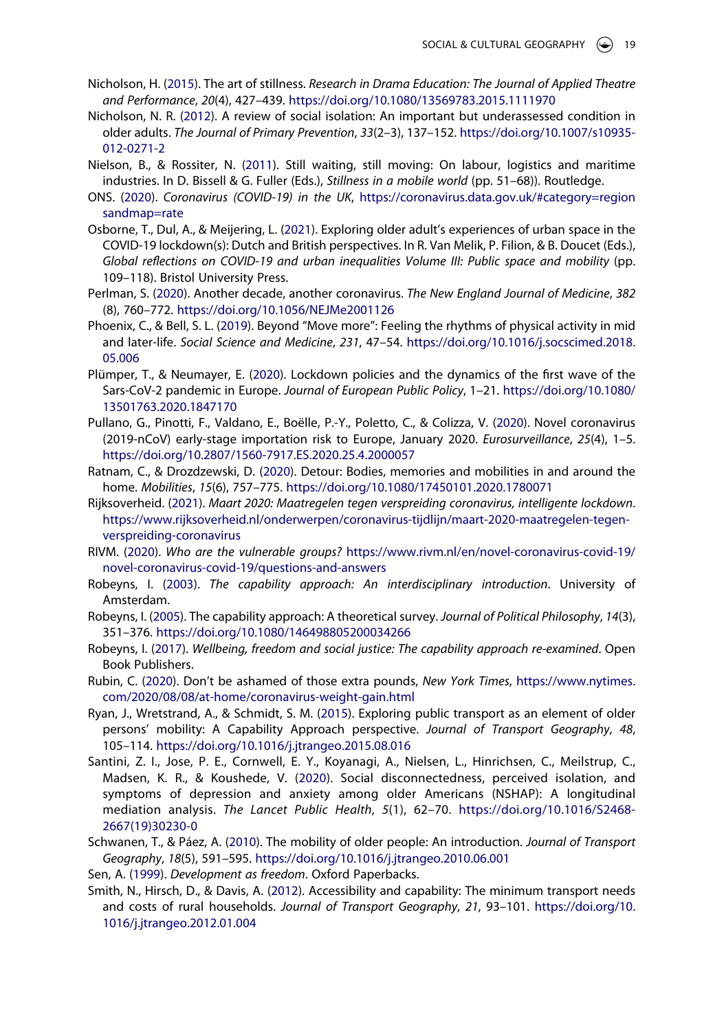Nicholson, H. (2015). The art of stillness. *Research in Drama Education: The Journal of Applied Theatre and Performance*, *20*(4), 427–439. https://doi.org/10.1080/13569783.2015.1111970

Nicholson, N. R. (2012). A review of social isolation: An important but underassessed condition in older adults. *The Journal of Primary Prevention*, *33*(2–3), 137–152. https://doi.org/10.1007/s10935-012-0271-2

Nielson, B., & Rossiter, N. (2011). Still waiting, still moving: On labour, logistics and maritime industries. In D. Bissell & G. Fuller (Eds.), *Stillness in a mobile world* (pp. 51–68)). Routledge.

ONS. (2020). *Coronavirus (COVID-19) in the UK*, https://coronavirus.data.gov.uk/#category=regionsandmap=rate

Osborne, T., Dul, A., & Meijering, L. (2021). Exploring older adult's experiences of urban space in the COVID-19 lockdown(s): Dutch and British perspectives. In R. Van Melik, P. Filion, & B. Doucet (Eds.), *Global reflections on COVID-19 and urban inequalities Volume III: Public space and mobility* (pp. 109–118). Bristol University Press.

Perlman, S. (2020). Another decade, another coronavirus. *The New England Journal of Medicine*, *382* (8), 760–772. https://doi.org/10.1056/NEJMe2001126

Phoenix, C., & Bell, S. L. (2019). Beyond "Move more": Feeling the rhythms of physical activity in mid and later-life. *Social Science and Medicine*, *231*, 47–54. https://doi.org/10.1016/j.socscimed.2018.05.006

Plümper, T., & Neumayer, E. (2020). Lockdown policies and the dynamics of the first wave of the Sars-CoV-2 pandemic in Europe. *Journal of European Public Policy*, 1–21. https://doi.org/10.1080/13501763.2020.1847170

Pullano, G., Pinotti, F., Valdano, E., Boëlle, P.-Y., Poletto, C., & Colizza, V. (2020). Novel coronavirus (2019-nCoV) early-stage importation risk to Europe, January 2020. *Eurosurveillance*, *25*(4), 1–5. https://doi.org/10.2807/1560-7917.ES.2020.25.4.2000057

Ratnam, C., & Drozdzewski, D. (2020). Detour: Bodies, memories and mobilities in and around the home. *Mobilities*, *15*(6), 757–775. https://doi.org/10.1080/17450101.2020.1780071

Rijksoverheid. (2021). *Maart 2020: Maatregelen tegen verspreiding coronavirus, intelligente lockdown*. https://www.rijksoverheid.nl/onderwerpen/coronavirus-tijdlijn/maart-2020-maatregelen-tegen-verspreiding-coronavirus

RIVM. (2020). *Who are the vulnerable groups?* https://www.rivm.nl/en/novel-coronavirus-covid-19/novel-coronavirus-covid-19/questions-and-answers

Robeyns, I. (2003). *The capability approach: An interdisciplinary introduction*. University of Amsterdam.

Robeyns, I. (2005). The capability approach: A theoretical survey. *Journal of Political Philosophy*, *14*(3), 351–376. https://doi.org/10.1080/146498805200034266

Robeyns, I. (2017). *Wellbeing, freedom and social justice: The capability approach re-examined*. Open Book Publishers.

Rubin, C. (2020). Don't be ashamed of those extra pounds, *New York Times*, https://www.nytimes.com/2020/08/08/at-home/coronavirus-weight-gain.html

Ryan, J., Wretstrand, A., & Schmidt, S. M. (2015). Exploring public transport as an element of older persons' mobility: A Capability Approach perspective. *Journal of Transport Geography*, *48*, 105–114. https://doi.org/10.1016/j.jtrangeo.2015.08.016

Santini, Z. I., Jose, P. E., Cornwell, E. Y., Koyanagi, A., Nielsen, L., Hinrichsen, C., Meilstrup, C., Madsen, K. R., & Koushede, V. (2020). Social disconnectedness, perceived isolation, and symptoms of depression and anxiety among older Americans (NSHAP): A longitudinal mediation analysis. *The Lancet Public Health*, *5*(1), 62–70. https://doi.org/10.1016/S2468-2667(19)30230-0

Schwanen, T., & Páez, A. (2010). The mobility of older people: An introduction. *Journal of Transport Geography*, *18*(5), 591–595. https://doi.org/10.1016/j.jtrangeo.2010.06.001

Sen, A. (1999). *Development as freedom*. Oxford Paperbacks.

Smith, N., Hirsch, D., & Davis, A. (2012). Accessibility and capability: The minimum transport needs and costs of rural households. *Journal of Transport Geography*, *21*, 93–101. https://doi.org/10.1016/j.jtrangeo.2012.01.004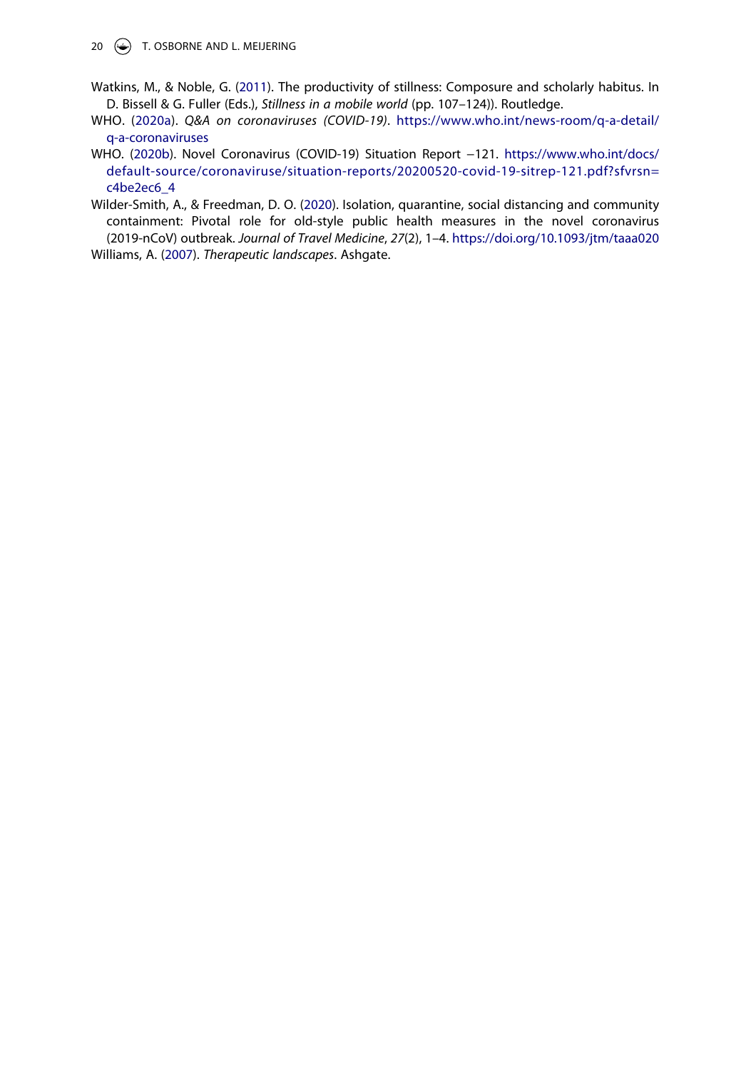Watkins, M., & Noble, G. (2011). The productivity of stillness: Composure and scholarly habitus. In D. Bissell & G. Fuller (Eds.), *Stillness in a mobile world* (pp. 107–124)). Routledge.

WHO. (2020a). *Q&A on coronaviruses (COVID-19)*. https://www.who.int/news-room/q-a-detail/q-a-coronaviruses

WHO. (2020b). Novel Coronavirus (COVID-19) Situation Report −121. https://www.who.int/docs/default-source/coronaviruse/situation-reports/20200520-covid-19-sitrep-121.pdf?sfvrsn=c4be2ec6_4

Wilder-Smith, A., & Freedman, D. O. (2020). Isolation, quarantine, social distancing and community containment: Pivotal role for old-style public health measures in the novel coronavirus (2019-nCoV) outbreak. *Journal of Travel Medicine*, *27*(2), 1–4. https://doi.org/10.1093/jtm/taaa020

Williams, A. (2007). *Therapeutic landscapes*. Ashgate.